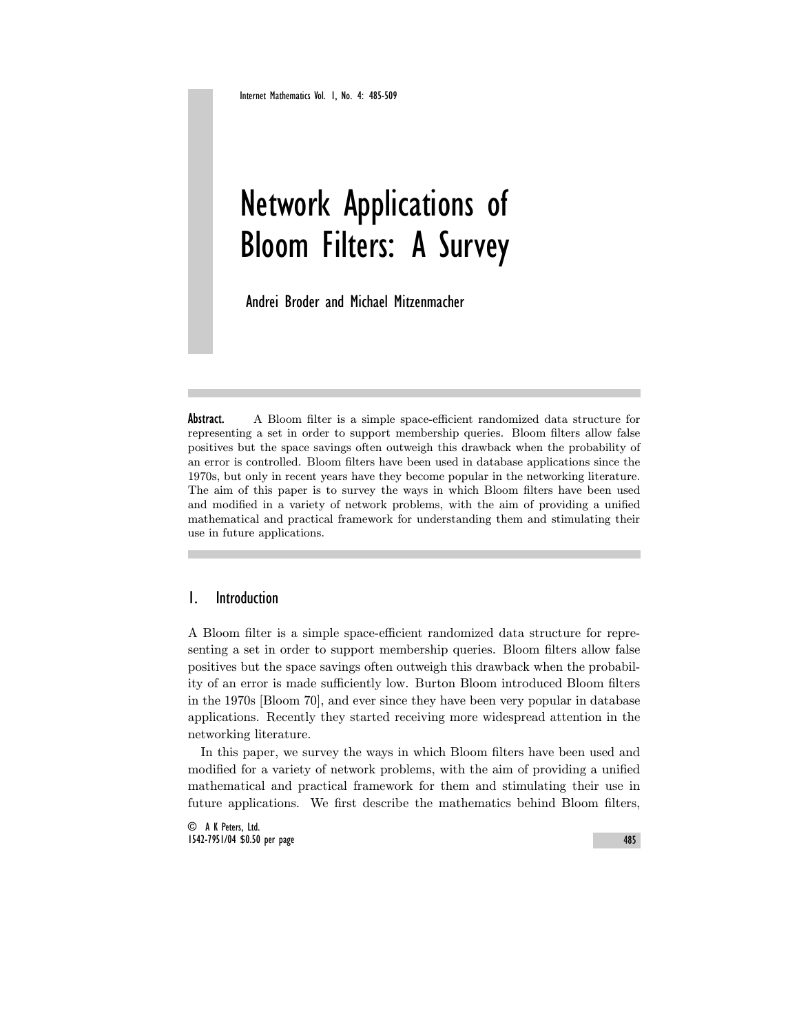# Network Applications of Bloom Filters: A Survey

Andrei Broder and Michael Mitzenmacher

**Abstract.** A Bloom filter is a simple space-efficient randomized data structure for representing a set in order to support membership queries. Bloom filters allow false positives but the space savings often outweigh this drawback when the probability of an error is controlled. Bloom filters have been used in database applications since the 1970s, but only in recent years have they become popular in the networking literature. The aim of this paper is to survey the ways in which Bloom filters have been used and modified in a variety of network problems, with the aim of providing a unified mathematical and practical framework for understanding them and stimulating their use in future applications.

## 1. Introduction

A Bloom filter is a simple space-efficient randomized data structure for representing a set in order to support membership queries. Bloom filters allow false positives but the space savings often outweigh this drawback when the probability of an error is made sufficiently low. Burton Bloom introduced Bloom filters in the 1970s [Bloom 70], and ever since they have been very popular in database applications. Recently they started receiving more widespread attention in the networking literature.

In this paper, we survey the ways in which Bloom filters have been used and modified for a variety of network problems, with the aim of providing a unified mathematical and practical framework for them and stimulating their use in future applications. We first describe the mathematics behind Bloom filters,

© A K Peters, Ltd.
1542-7951/04 $0.50 per page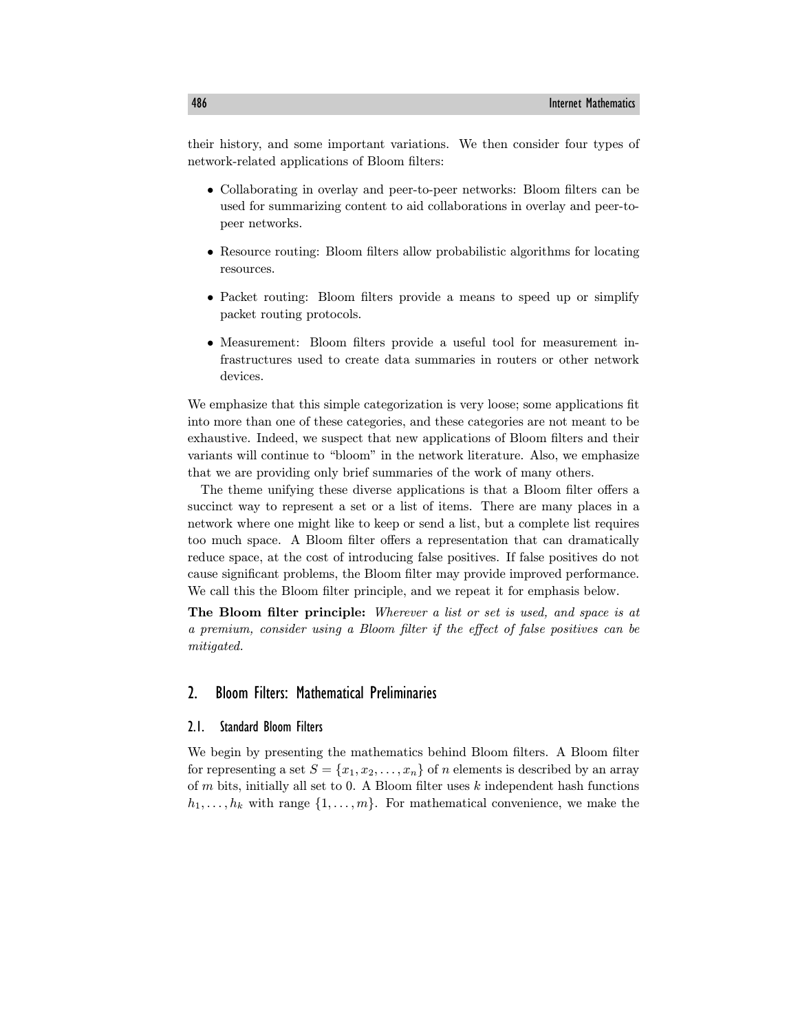their history, and some important variations. We then consider four types of network-related applications of Bloom filters:

- Collaborating in overlay and peer-to-peer networks: Bloom filters can be used for summarizing content to aid collaborations in overlay and peer-to-peer networks.
- Resource routing: Bloom filters allow probabilistic algorithms for locating resources.
- Packet routing: Bloom filters provide a means to speed up or simplify packet routing protocols.
- Measurement: Bloom filters provide a useful tool for measurement infrastructures used to create data summaries in routers or other network devices.

We emphasize that this simple categorization is very loose; some applications fit into more than one of these categories, and these categories are not meant to be exhaustive. Indeed, we suspect that new applications of Bloom filters and their variants will continue to "bloom" in the network literature. Also, we emphasize that we are providing only brief summaries of the work of many others.

The theme unifying these diverse applications is that a Bloom filter offers a succinct way to represent a set or a list of items. There are many places in a network where one might like to keep or send a list, but a complete list requires too much space. A Bloom filter offers a representation that can dramatically reduce space, at the cost of introducing false positives. If false positives do not cause significant problems, the Bloom filter may provide improved performance. We call this the Bloom filter principle, and we repeat it for emphasis below.

**The Bloom filter principle:** *Wherever a list or set is used, and space is at a premium, consider using a Bloom filter if the effect of false positives can be mitigated.*

## 2. Bloom Filters: Mathematical Preliminaries

### 2.1. Standard Bloom Filters

We begin by presenting the mathematics behind Bloom filters. A Bloom filter for representing a set $S = \{x_1, x_2, \ldots, x_n\}$ of $n$ elements is described by an array of $m$ bits, initially all set to 0. A Bloom filter uses $k$ independent hash functions $h_1, \ldots, h_k$ with range $\{1, \ldots, m\}$. For mathematical convenience, we make the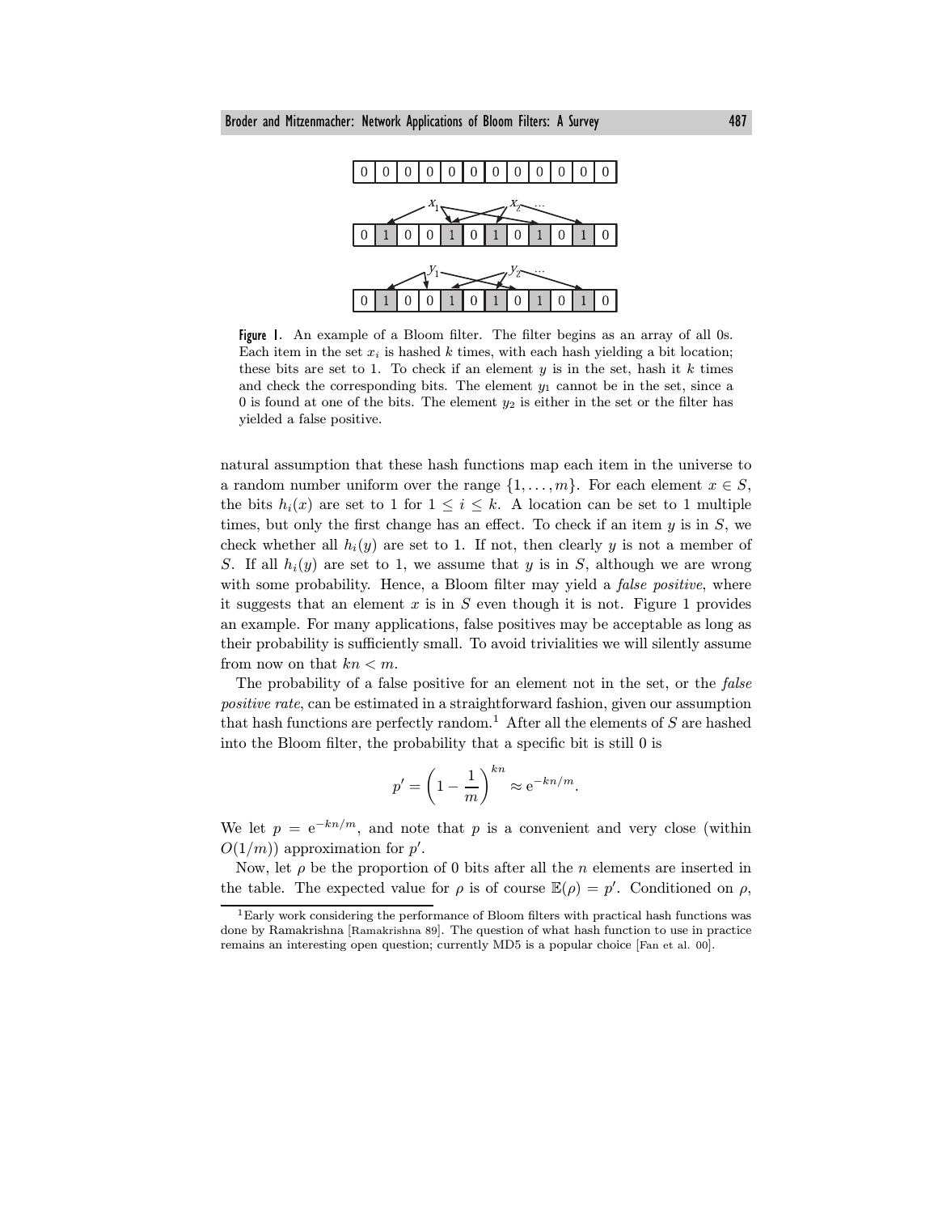Figure 1. An example of a Bloom filter. The filter begins as an array of all 0s. Each item in the set $x_i$ is hashed $k$ times, with each hash yielding a bit location; these bits are set to 1. To check if an element $y$ is in the set, hash it $k$ times and check the corresponding bits. The element $y_1$ cannot be in the set, since a 0 is found at one of the bits. The element $y_2$ is either in the set or the filter has yielded a false positive.

natural assumption that these hash functions map each item in the universe to a random number uniform over the range $\{1, \ldots, m\}$. For each element $x \in S$, the bits $h_i(x)$ are set to 1 for $1 \leq i \leq k$. A location can be set to 1 multiple times, but only the first change has an effect. To check if an item $y$ is in $S$, we check whether all $h_i(y)$ are set to 1. If not, then clearly $y$ is not a member of $S$. If all $h_i(y)$ are set to 1, we assume that $y$ is in $S$, although we are wrong with some probability. Hence, a Bloom filter may yield a *false positive*, where it suggests that an element $x$ is in $S$ even though it is not. Figure 1 provides an example. For many applications, false positives may be acceptable as long as their probability is sufficiently small. To avoid trivialities we will silently assume from now on that $kn < m$.

The probability of a false positive for an element not in the set, or the *false positive rate*, can be estimated in a straightforward fashion, given our assumption that hash functions are perfectly random.[1] After all the elements of $S$ are hashed into the Bloom filter, the probability that a specific bit is still 0 is

$$p' = \left(1 - \frac{1}{m}\right)^{kn} \approx e^{-kn/m}.$$

We let $p = e^{-kn/m}$, and note that $p$ is a convenient and very close (within $O(1/m)$) approximation for $p'$.

Now, let $\rho$ be the proportion of 0 bits after all the $n$ elements are inserted in the table. The expected value for $\rho$ is of course $\mathbb{E}(\rho) = p'$. Conditioned on $\rho$,

[1] Early work considering the performance of Bloom filters with practical hash functions was done by Ramakrishna [Ramakrishna 89]. The question of what hash function to use in practice remains an interesting open question; currently MD5 is a popular choice [Fan et al. 00].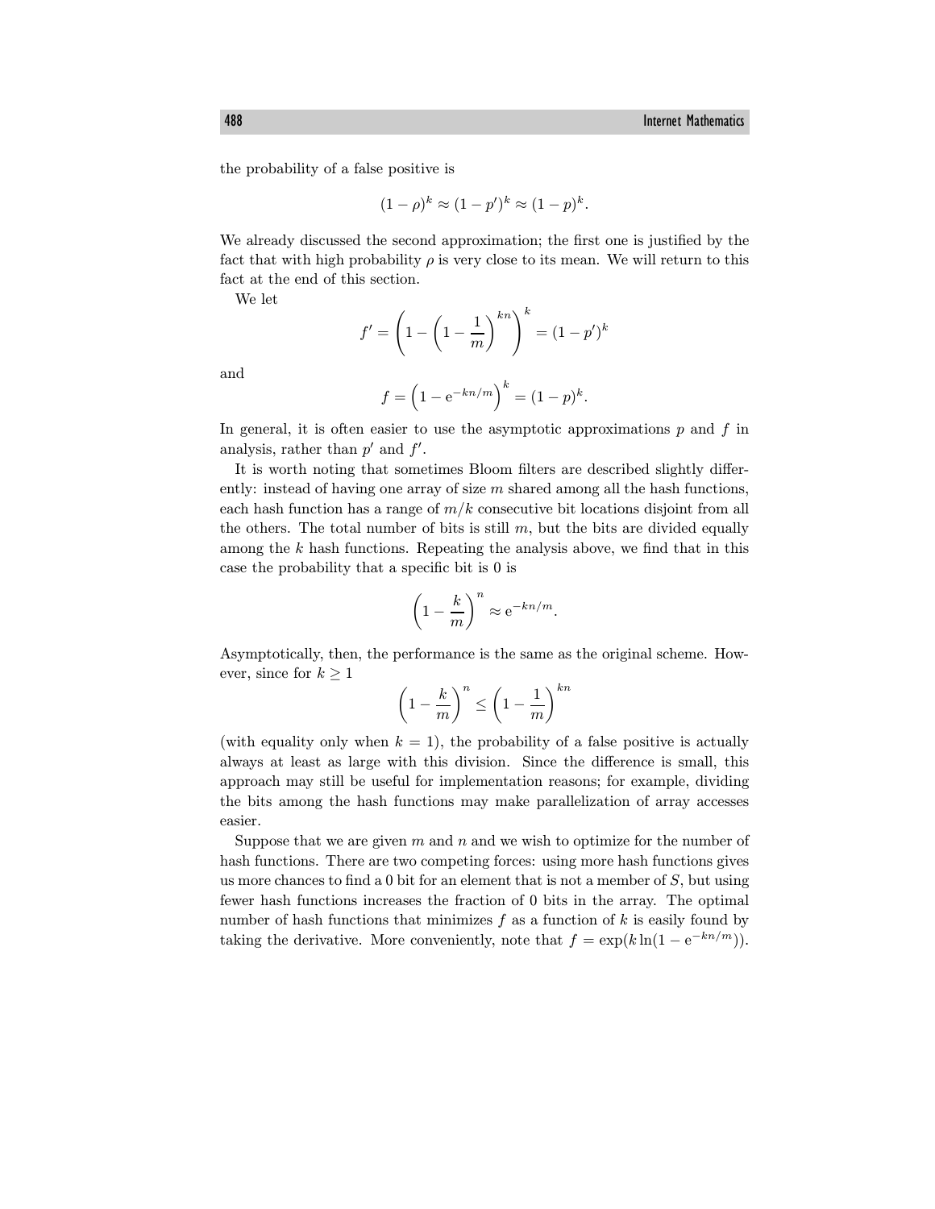the probability of a false positive is

$$(1-\rho)^k \approx (1-p')^k \approx (1-p)^k.$$

We already discussed the second approximation; the first one is justified by the fact that with high probability $\rho$ is very close to its mean. We will return to this fact at the end of this section.

We let

$$f' = \left(1 - \left(1 - \frac{1}{m}\right)^{kn}\right)^k = (1-p')^k$$

and

$$f = \left(1 - \mathrm{e}^{-kn/m}\right)^k = (1-p)^k.$$

In general, it is often easier to use the asymptotic approximations $p$ and $f$ in analysis, rather than $p'$ and $f'$.

It is worth noting that sometimes Bloom filters are described slightly differently: instead of having one array of size $m$ shared among all the hash functions, each hash function has a range of $m/k$ consecutive bit locations disjoint from all the others. The total number of bits is still $m$, but the bits are divided equally among the $k$ hash functions. Repeating the analysis above, we find that in this case the probability that a specific bit is 0 is

$$\left(1 - \frac{k}{m}\right)^n \approx \mathrm{e}^{-kn/m}.$$

Asymptotically, then, the performance is the same as the original scheme. However, since for $k \geq 1$

$$\left(1 - \frac{k}{m}\right)^n \leq \left(1 - \frac{1}{m}\right)^{kn}$$

(with equality only when $k = 1$), the probability of a false positive is actually always at least as large with this division. Since the difference is small, this approach may still be useful for implementation reasons; for example, dividing the bits among the hash functions may make parallelization of array accesses easier.

Suppose that we are given $m$ and $n$ and we wish to optimize for the number of hash functions. There are two competing forces: using more hash functions gives us more chances to find a 0 bit for an element that is not a member of $S$, but using fewer hash functions increases the fraction of 0 bits in the array. The optimal number of hash functions that minimizes $f$ as a function of $k$ is easily found by taking the derivative. More conveniently, note that $f = \exp(k \ln(1 - \mathrm{e}^{-kn/m}))$.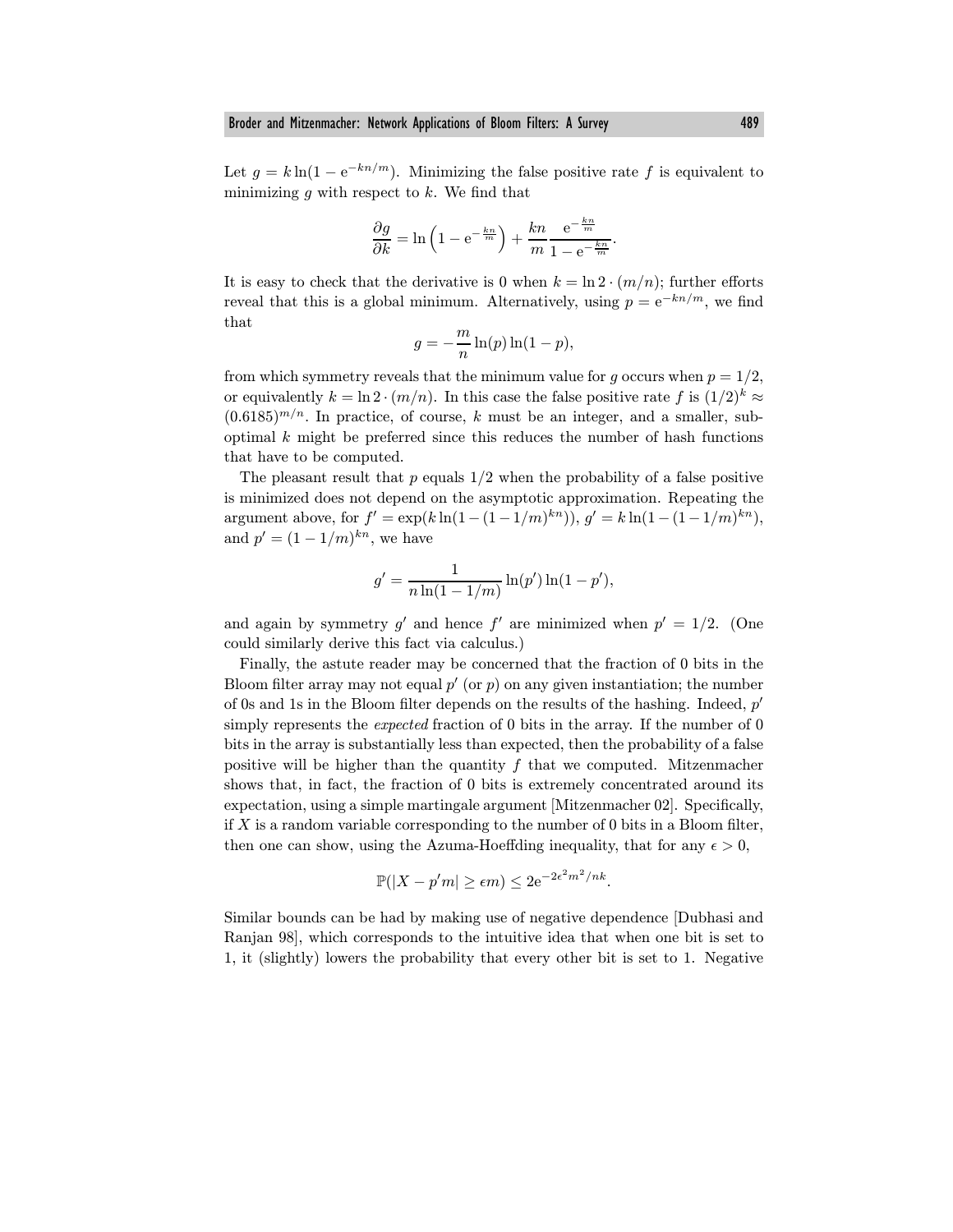Let $g = k \ln(1 - \mathrm{e}^{-kn/m})$. Minimizing the false positive rate $f$ is equivalent to minimizing $g$ with respect to $k$. We find that

$$\frac{\partial g}{\partial k} = \ln\left(1 - \mathrm{e}^{-\frac{kn}{m}}\right) + \frac{kn}{m} \frac{\mathrm{e}^{-\frac{kn}{m}}}{1 - \mathrm{e}^{-\frac{kn}{m}}}.$$

It is easy to check that the derivative is 0 when $k = \ln 2 \cdot (m/n)$; further efforts reveal that this is a global minimum. Alternatively, using $p = \mathrm{e}^{-kn/m}$, we find that

$$g = -\frac{m}{n} \ln(p) \ln(1-p),$$

from which symmetry reveals that the minimum value for $g$ occurs when $p = 1/2$, or equivalently $k = \ln 2 \cdot (m/n)$. In this case the false positive rate $f$ is $(1/2)^k \approx (0.6185)^{m/n}$. In practice, of course, $k$ must be an integer, and a smaller, sub-optimal $k$ might be preferred since this reduces the number of hash functions that have to be computed.

The pleasant result that $p$ equals $1/2$ when the probability of a false positive is minimized does not depend on the asymptotic approximation. Repeating the argument above, for $f' = \exp(k \ln(1 - (1 - 1/m)^{kn}))$, $g' = k \ln(1 - (1 - 1/m)^{kn})$, and $p' = (1 - 1/m)^{kn}$, we have

$$g' = \frac{1}{n \ln(1 - 1/m)} \ln(p') \ln(1 - p'),$$

and again by symmetry $g'$ and hence $f'$ are minimized when $p' = 1/2$. (One could similarly derive this fact via calculus.)

Finally, the astute reader may be concerned that the fraction of 0 bits in the Bloom filter array may not equal $p'$ (or $p$) on any given instantiation; the number of 0s and 1s in the Bloom filter depends on the results of the hashing. Indeed, $p'$ simply represents the *expected* fraction of 0 bits in the array. If the number of 0 bits in the array is substantially less than expected, then the probability of a false positive will be higher than the quantity $f$ that we computed. Mitzenmacher shows that, in fact, the fraction of 0 bits is extremely concentrated around its expectation, using a simple martingale argument [Mitzenmacher 02]. Specifically, if $X$ is a random variable corresponding to the number of 0 bits in a Bloom filter, then one can show, using the Azuma-Hoeffding inequality, that for any $\epsilon > 0$,

$$\mathbb{P}(|X - p'm| \geq \epsilon m) \leq 2\mathrm{e}^{-2\epsilon^2 m^2 / nk}.$$

Similar bounds can be had by making use of negative dependence [Dubhasi and Ranjan 98], which corresponds to the intuitive idea that when one bit is set to 1, it (slightly) lowers the probability that every other bit is set to 1. Negative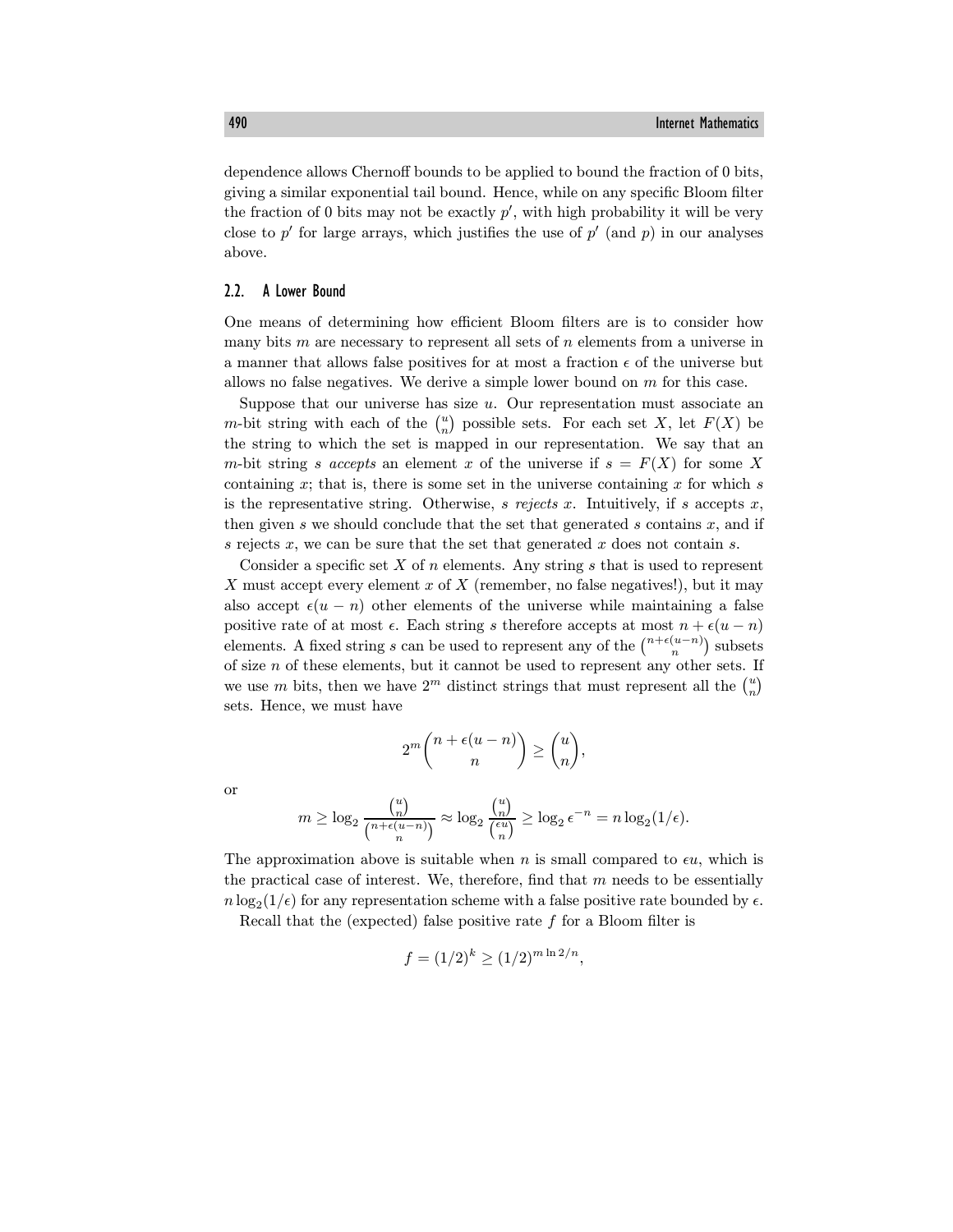dependence allows Chernoff bounds to be applied to bound the fraction of 0 bits, giving a similar exponential tail bound. Hence, while on any specific Bloom filter the fraction of 0 bits may not be exactly $p'$, with high probability it will be very close to $p'$ for large arrays, which justifies the use of $p'$ (and $p$) in our analyses above.

### 2.2. A Lower Bound

One means of determining how efficient Bloom filters are is to consider how many bits $m$ are necessary to represent all sets of $n$ elements from a universe in a manner that allows false positives for at most a fraction $\epsilon$ of the universe but allows no false negatives. We derive a simple lower bound on $m$ for this case.

Suppose that our universe has size $u$. Our representation must associate an $m$-bit string with each of the $\binom{u}{n}$ possible sets. For each set $X$, let $F(X)$ be the string to which the set is mapped in our representation. We say that an $m$-bit string $s$ *accepts* an element $x$ of the universe if $s = F(X)$ for some $X$ containing $x$; that is, there is some set in the universe containing $x$ for which $s$ is the representative string. Otherwise, $s$ *rejects* $x$. Intuitively, if $s$ accepts $x$, then given $s$ we should conclude that the set that generated $s$ contains $x$, and if $s$ rejects $x$, we can be sure that the set that generated $x$ does not contain $s$.

Consider a specific set $X$ of $n$ elements. Any string $s$ that is used to represent $X$ must accept every element $x$ of $X$ (remember, no false negatives!), but it may also accept $\epsilon(u - n)$ other elements of the universe while maintaining a false positive rate of at most $\epsilon$. Each string $s$ therefore accepts at most $n + \epsilon(u - n)$ elements. A fixed string $s$ can be used to represent any of the $\binom{n+\epsilon(u-n)}{n}$ subsets of size $n$ of these elements, but it cannot be used to represent any other sets. If we use $m$ bits, then we have $2^m$ distinct strings that must represent all the $\binom{u}{n}$ sets. Hence, we must have

$$2^m \binom{n + \epsilon(u-n)}{n} \geq \binom{u}{n},$$

or

$$m \geq \log_2 \frac{\binom{u}{n}}{\binom{n+\epsilon(u-n)}{n}} \approx \log_2 \frac{\binom{u}{n}}{\binom{\epsilon u}{n}} \geq \log_2 \epsilon^{-n} = n \log_2(1/\epsilon).$$

The approximation above is suitable when $n$ is small compared to $\epsilon u$, which is the practical case of interest. We, therefore, find that $m$ needs to be essentially $n \log_2(1/\epsilon)$ for any representation scheme with a false positive rate bounded by $\epsilon$.

Recall that the (expected) false positive rate $f$ for a Bloom filter is

$$f = (1/2)^k \geq (1/2)^{m \ln 2/n},$$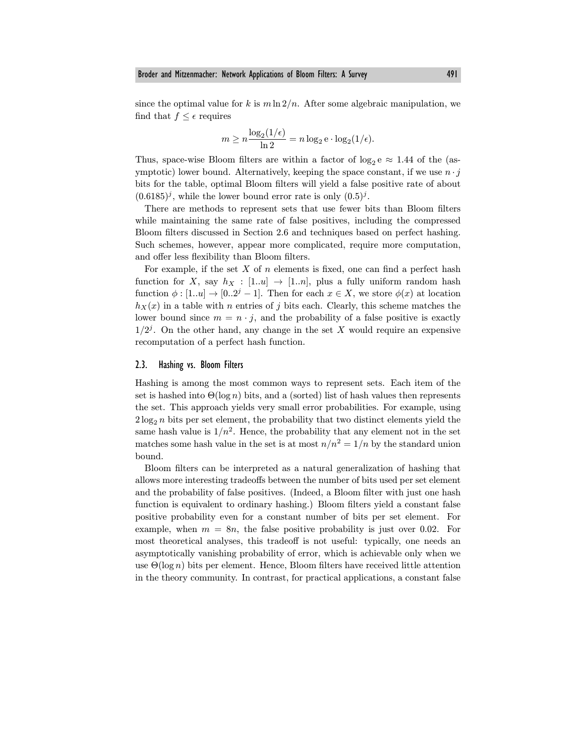since the optimal value for $k$ is $m \ln 2/n$. After some algebraic manipulation, we find that $f \leq \epsilon$ requires

$$m \geq n \frac{\log_2(1/\epsilon)}{\ln 2} = n \log_2 \mathrm{e} \cdot \log_2(1/\epsilon).$$

Thus, space-wise Bloom filters are within a factor of $\log_2 \mathrm{e} \approx 1.44$ of the (asymptotic) lower bound. Alternatively, keeping the space constant, if we use $n \cdot j$ bits for the table, optimal Bloom filters will yield a false positive rate of about $(0.6185)^j$, while the lower bound error rate is only $(0.5)^j$.

There are methods to represent sets that use fewer bits than Bloom filters while maintaining the same rate of false positives, including the compressed Bloom filters discussed in Section 2.6 and techniques based on perfect hashing. Such schemes, however, appear more complicated, require more computation, and offer less flexibility than Bloom filters.

For example, if the set $X$ of $n$ elements is fixed, one can find a perfect hash function for $X$, say $h_X : [1..u] \to [1..n]$, plus a fully uniform random hash function $\phi : [1..u] \to [0..2^j - 1]$. Then for each $x \in X$, we store $\phi(x)$ at location $h_X(x)$ in a table with $n$ entries of $j$ bits each. Clearly, this scheme matches the lower bound since $m = n \cdot j$, and the probability of a false positive is exactly $1/2^j$. On the other hand, any change in the set $X$ would require an expensive recomputation of a perfect hash function.

## 2.3. Hashing vs. Bloom Filters

Hashing is among the most common ways to represent sets. Each item of the set is hashed into $\Theta(\log n)$ bits, and a (sorted) list of hash values then represents the set. This approach yields very small error probabilities. For example, using $2 \log_2 n$ bits per set element, the probability that two distinct elements yield the same hash value is $1/n^2$. Hence, the probability that any element not in the set matches some hash value in the set is at most $n/n^2 = 1/n$ by the standard union bound.

Bloom filters can be interpreted as a natural generalization of hashing that allows more interesting tradeoffs between the number of bits used per set element and the probability of false positives. (Indeed, a Bloom filter with just one hash function is equivalent to ordinary hashing.) Bloom filters yield a constant false positive probability even for a constant number of bits per set element. For example, when $m = 8n$, the false positive probability is just over 0.02. For most theoretical analyses, this tradeoff is not useful: typically, one needs an asymptotically vanishing probability of error, which is achievable only when we use $\Theta(\log n)$ bits per element. Hence, Bloom filters have received little attention in the theory community. In contrast, for practical applications, a constant false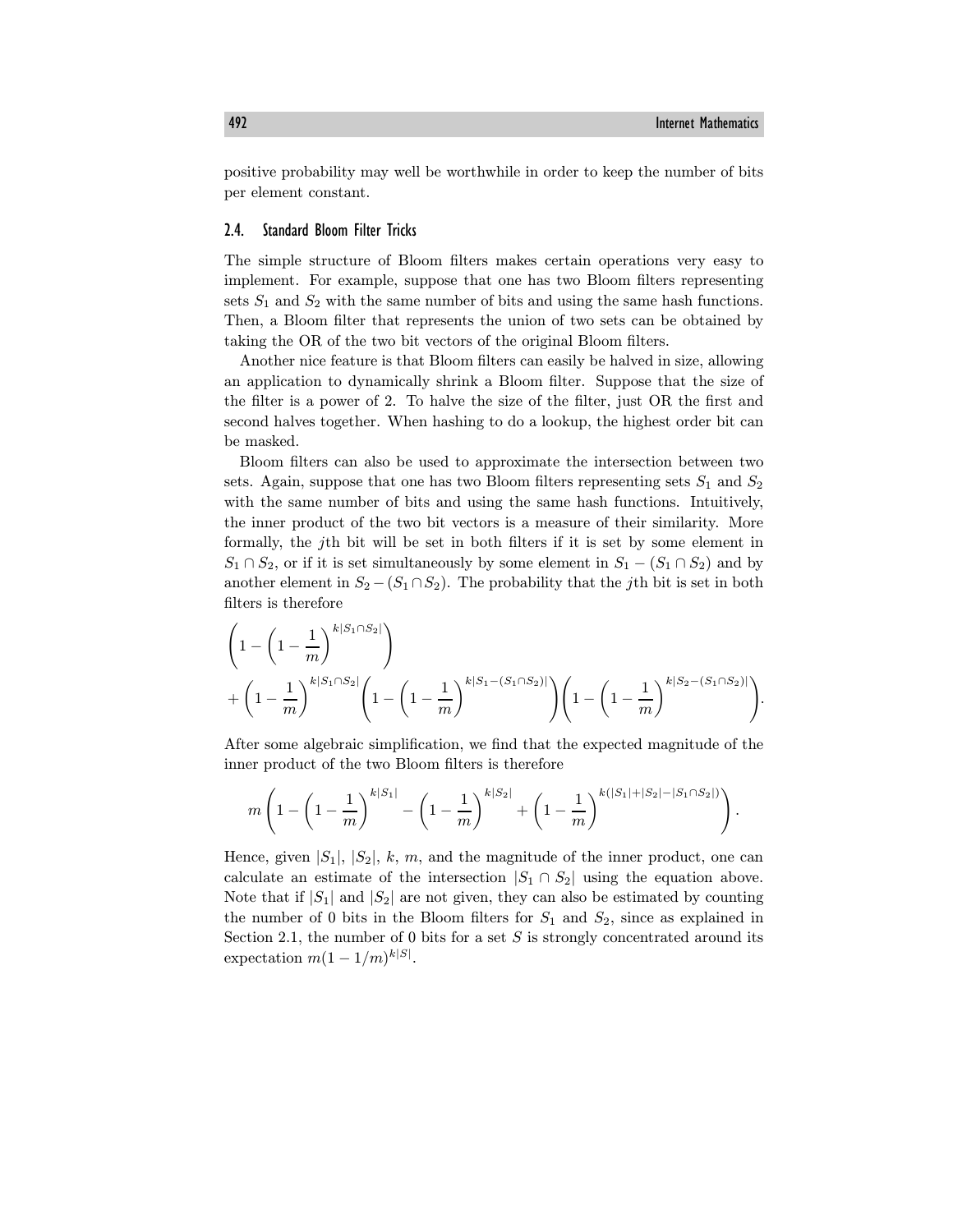positive probability may well be worthwhile in order to keep the number of bits per element constant.

## 2.4. Standard Bloom Filter Tricks

The simple structure of Bloom filters makes certain operations very easy to implement. For example, suppose that one has two Bloom filters representing sets $S_1$ and $S_2$ with the same number of bits and using the same hash functions. Then, a Bloom filter that represents the union of two sets can be obtained by taking the OR of the two bit vectors of the original Bloom filters.

Another nice feature is that Bloom filters can easily be halved in size, allowing an application to dynamically shrink a Bloom filter. Suppose that the size of the filter is a power of 2. To halve the size of the filter, just OR the first and second halves together. When hashing to do a lookup, the highest order bit can be masked.

Bloom filters can also be used to approximate the intersection between two sets. Again, suppose that one has two Bloom filters representing sets $S_1$ and $S_2$ with the same number of bits and using the same hash functions. Intuitively, the inner product of the two bit vectors is a measure of their similarity. More formally, the $j$th bit will be set in both filters if it is set by some element in $S_1 \cap S_2$, or if it is set simultaneously by some element in $S_1 - (S_1 \cap S_2)$ and by another element in $S_2 - (S_1 \cap S_2)$. The probability that the $j$th bit is set in both filters is therefore

$$\left(1 - \left(1 - \frac{1}{m}\right)^{k|S_1 \cap S_2|}\right) + \left(1 - \frac{1}{m}\right)^{k|S_1 \cap S_2|} \left(1 - \left(1 - \frac{1}{m}\right)^{k|S_1 - (S_1 \cap S_2)|}\right) \left(1 - \left(1 - \frac{1}{m}\right)^{k|S_2 - (S_1 \cap S_2)|}\right).$$

After some algebraic simplification, we find that the expected magnitude of the inner product of the two Bloom filters is therefore

$$m\left(1 - \left(1 - \frac{1}{m}\right)^{k|S_1|} - \left(1 - \frac{1}{m}\right)^{k|S_2|} + \left(1 - \frac{1}{m}\right)^{k(|S_1| + |S_2| - |S_1 \cap S_2|)}\right).$$

Hence, given $|S_1|$, $|S_2|$, $k$, $m$, and the magnitude of the inner product, one can calculate an estimate of the intersection $|S_1 \cap S_2|$ using the equation above. Note that if $|S_1|$ and $|S_2|$ are not given, they can also be estimated by counting the number of 0 bits in the Bloom filters for $S_1$ and $S_2$, since as explained in Section 2.1, the number of 0 bits for a set $S$ is strongly concentrated around its expectation $m(1 - 1/m)^{k|S|}$.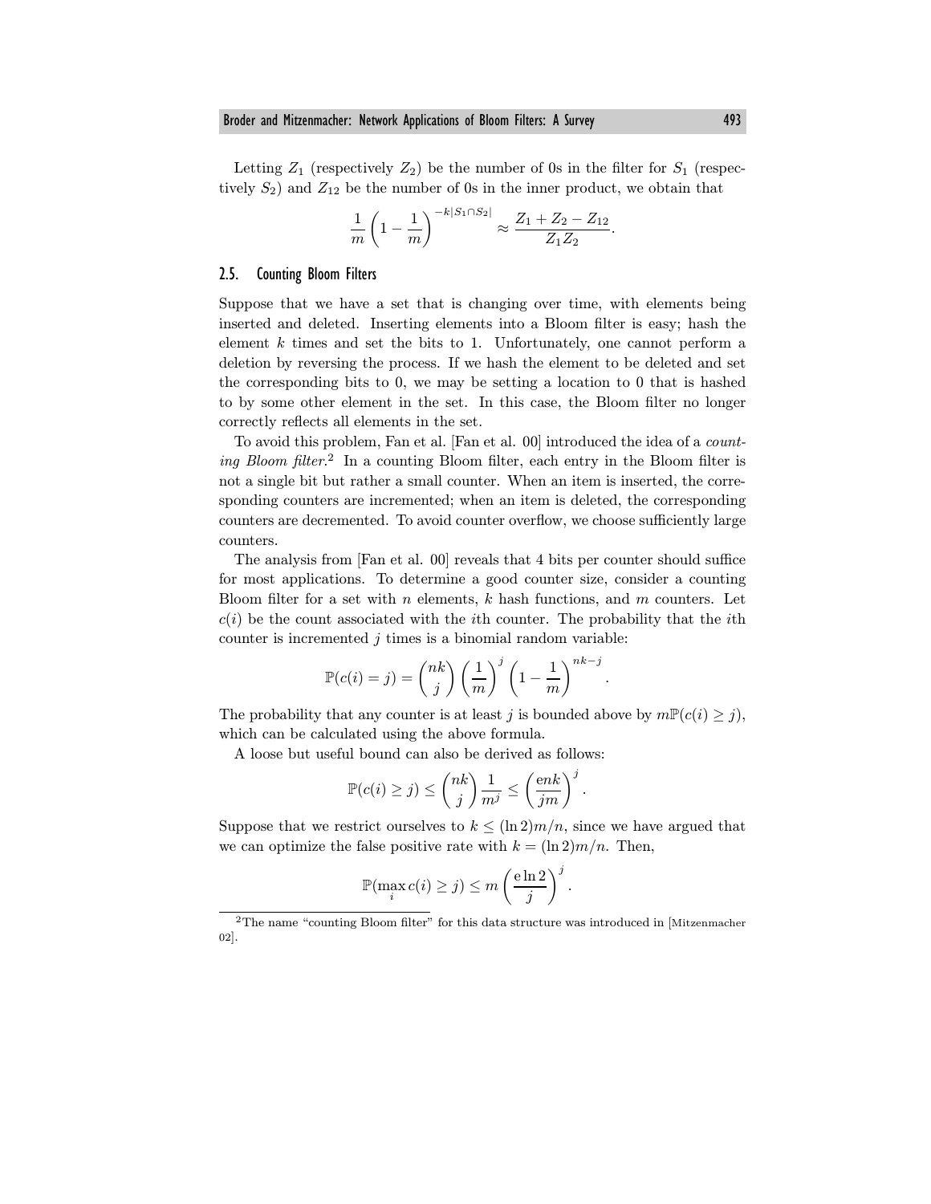Letting $Z_1$ (respectively $Z_2$) be the number of 0s in the filter for $S_1$ (respectively $S_2$) and $Z_{12}$ be the number of 0s in the inner product, we obtain that

$$\frac{1}{m}\left(1-\frac{1}{m}\right)^{-k|S_1 \cap S_2|} \approx \frac{Z_1 + Z_2 - Z_{12}}{Z_1 Z_2}.$$

## 2.5. Counting Bloom Filters

Suppose that we have a set that is changing over time, with elements being inserted and deleted. Inserting elements into a Bloom filter is easy; hash the element $k$ times and set the bits to 1. Unfortunately, one cannot perform a deletion by reversing the process. If we hash the element to be deleted and set the corresponding bits to 0, we may be setting a location to 0 that is hashed to by some other element in the set. In this case, the Bloom filter no longer correctly reflects all elements in the set.

To avoid this problem, Fan et al. [Fan et al. 00] introduced the idea of a *counting Bloom filter*.[2] In a counting Bloom filter, each entry in the Bloom filter is not a single bit but rather a small counter. When an item is inserted, the corresponding counters are incremented; when an item is deleted, the corresponding counters are decremented. To avoid counter overflow, we choose sufficiently large counters.

The analysis from [Fan et al. 00] reveals that 4 bits per counter should suffice for most applications. To determine a good counter size, consider a counting Bloom filter for a set with $n$ elements, $k$ hash functions, and $m$ counters. Let $c(i)$ be the count associated with the $i$th counter. The probability that the $i$th counter is incremented $j$ times is a binomial random variable:

$$\mathbb{P}(c(i) = j) = \binom{nk}{j}\left(\frac{1}{m}\right)^{j}\left(1-\frac{1}{m}\right)^{nk-j}.$$

The probability that any counter is at least $j$ is bounded above by $m\mathbb{P}(c(i) \geq j)$, which can be calculated using the above formula.

A loose but useful bound can also be derived as follows:

$$\mathbb{P}(c(i) \geq j) \leq \binom{nk}{j}\frac{1}{m^j} \leq \left(\frac{\mathrm{e}nk}{jm}\right)^{j}.$$

Suppose that we restrict ourselves to $k \leq (\ln 2)m/n$, since we have argued that we can optimize the false positive rate with $k = (\ln 2)m/n$. Then,

$$\mathbb{P}(\max_i c(i) \geq j) \leq m\left(\frac{\mathrm{e}\ln 2}{j}\right)^{j}.$$

[2] The name "counting Bloom filter" for this data structure was introduced in [Mitzenmacher 02].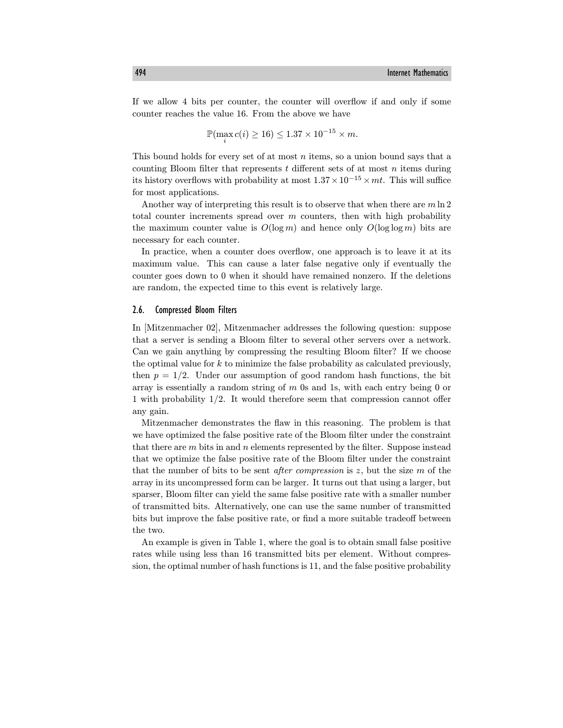If we allow 4 bits per counter, the counter will overflow if and only if some counter reaches the value 16. From the above we have

$$\mathbb{P}(\max_i c(i) \geq 16) \leq 1.37 \times 10^{-15} \times m.$$

This bound holds for every set of at most $n$ items, so a union bound says that a counting Bloom filter that represents $t$ different sets of at most $n$ items during its history overflows with probability at most $1.37 \times 10^{-15} \times mt$. This will suffice for most applications.

Another way of interpreting this result is to observe that when there are $m \ln 2$ total counter increments spread over $m$ counters, then with high probability the maximum counter value is $O(\log m)$ and hence only $O(\log \log m)$ bits are necessary for each counter.

In practice, when a counter does overflow, one approach is to leave it at its maximum value. This can cause a later false negative only if eventually the counter goes down to 0 when it should have remained nonzero. If the deletions are random, the expected time to this event is relatively large.

### 2.6. Compressed Bloom Filters

In [Mitzenmacher 02], Mitzenmacher addresses the following question: suppose that a server is sending a Bloom filter to several other servers over a network. Can we gain anything by compressing the resulting Bloom filter? If we choose the optimal value for $k$ to minimize the false probability as calculated previously, then $p = 1/2$. Under our assumption of good random hash functions, the bit array is essentially a random string of $m$ 0s and 1s, with each entry being 0 or 1 with probability $1/2$. It would therefore seem that compression cannot offer any gain.

Mitzenmacher demonstrates the flaw in this reasoning. The problem is that we have optimized the false positive rate of the Bloom filter under the constraint that there are $m$ bits in and $n$ elements represented by the filter. Suppose instead that we optimize the false positive rate of the Bloom filter under the constraint that the number of bits to be sent *after compression* is $z$, but the size $m$ of the array in its uncompressed form can be larger. It turns out that using a larger, but sparser, Bloom filter can yield the same false positive rate with a smaller number of transmitted bits. Alternatively, one can use the same number of transmitted bits but improve the false positive rate, or find a more suitable tradeoff between the two.

An example is given in Table 1, where the goal is to obtain small false positive rates while using less than 16 transmitted bits per element. Without compression, the optimal number of hash functions is 11, and the false positive probability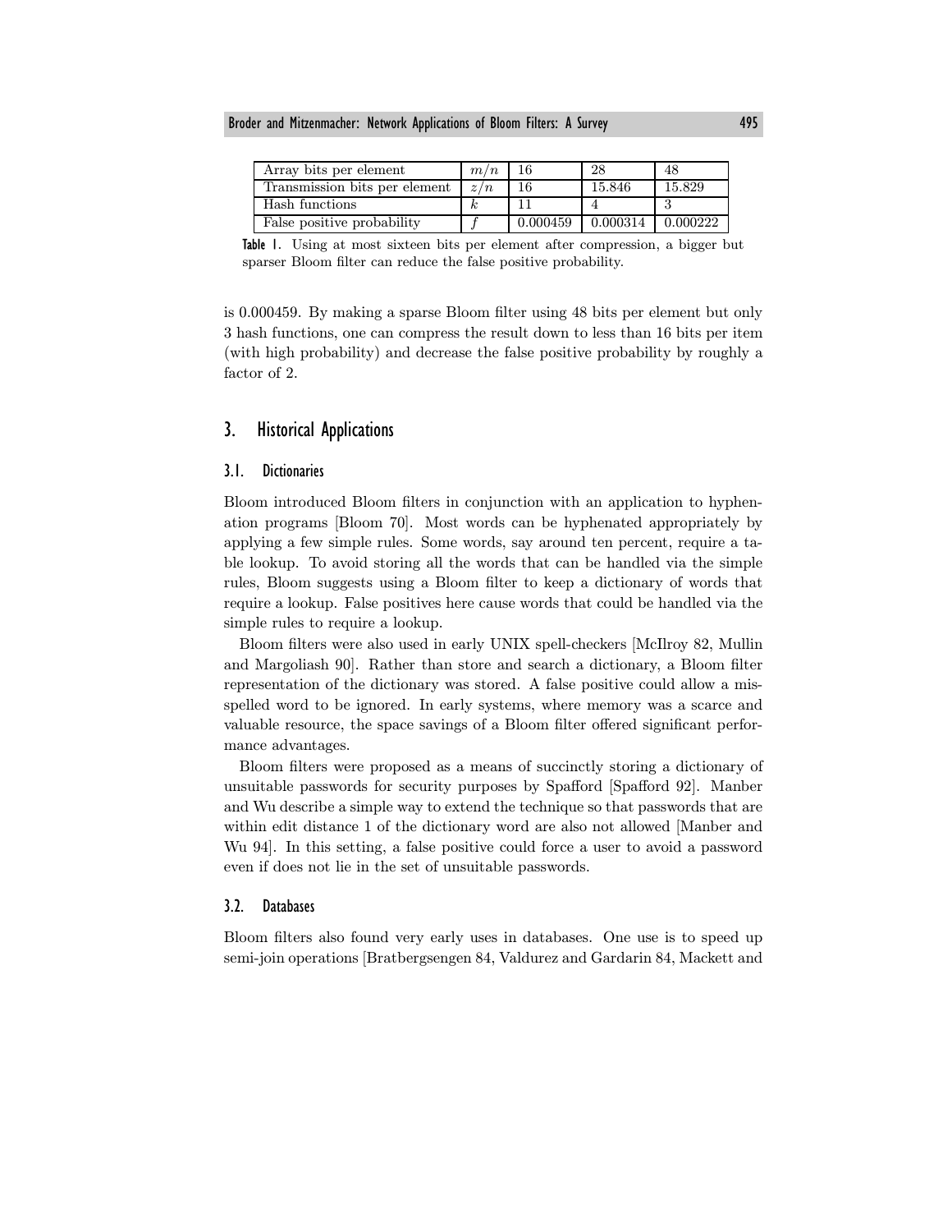| Array bits per element | $m/n$ | 16 | 28 | 48 |
|---|---|---|---|---|
| Transmission bits per element | $z/n$ | 16 | 15.846 | 15.829 |
| Hash functions | $k$ | 11 | 4 | 3 |
| False positive probability | $f$ | 0.000459 | 0.000314 | 0.000222 |

**Table 1.** Using at most sixteen bits per element after compression, a bigger but sparser Bloom filter can reduce the false positive probability.

is 0.000459. By making a sparse Bloom filter using 48 bits per element but only 3 hash functions, one can compress the result down to less than 16 bits per item (with high probability) and decrease the false positive probability by roughly a factor of 2.

## 3. Historical Applications

### 3.1. Dictionaries

Bloom introduced Bloom filters in conjunction with an application to hyphenation programs [Bloom 70]. Most words can be hyphenated appropriately by applying a few simple rules. Some words, say around ten percent, require a table lookup. To avoid storing all the words that can be handled via the simple rules, Bloom suggests using a Bloom filter to keep a dictionary of words that require a lookup. False positives here cause words that could be handled via the simple rules to require a lookup.

Bloom filters were also used in early UNIX spell-checkers [McIlroy 82, Mullin and Margoliash 90]. Rather than store and search a dictionary, a Bloom filter representation of the dictionary was stored. A false positive could allow a misspelled word to be ignored. In early systems, where memory was a scarce and valuable resource, the space savings of a Bloom filter offered significant performance advantages.

Bloom filters were proposed as a means of succinctly storing a dictionary of unsuitable passwords for security purposes by Spafford [Spafford 92]. Manber and Wu describe a simple way to extend the technique so that passwords that are within edit distance 1 of the dictionary word are also not allowed [Manber and Wu 94]. In this setting, a false positive could force a user to avoid a password even if does not lie in the set of unsuitable passwords.

### 3.2. Databases

Bloom filters also found very early uses in databases. One use is to speed up semi-join operations [Bratbergsengen 84, Valdurez and Gardarin 84, Mackett and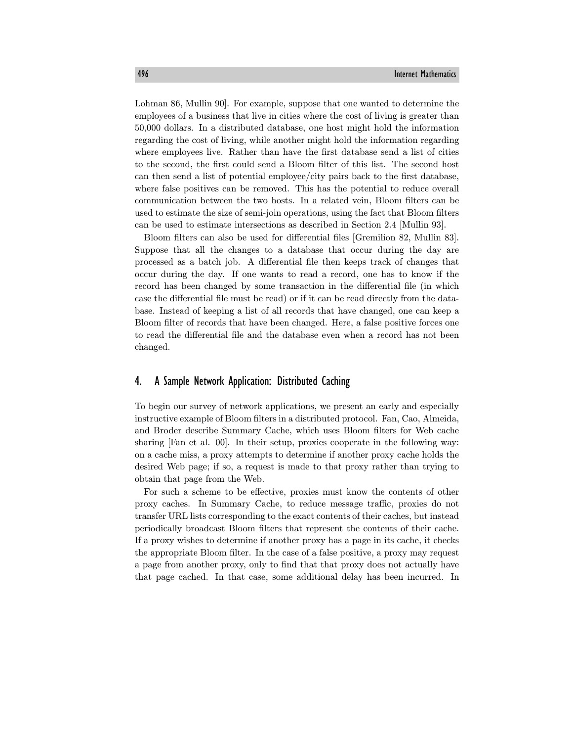Lohman 86, Mullin 90]. For example, suppose that one wanted to determine the employees of a business that live in cities where the cost of living is greater than 50,000 dollars. In a distributed database, one host might hold the information regarding the cost of living, while another might hold the information regarding where employees live. Rather than have the first database send a list of cities to the second, the first could send a Bloom filter of this list. The second host can then send a list of potential employee/city pairs back to the first database, where false positives can be removed. This has the potential to reduce overall communication between the two hosts. In a related vein, Bloom filters can be used to estimate the size of semi-join operations, using the fact that Bloom filters can be used to estimate intersections as described in Section 2.4 [Mullin 93].

Bloom filters can also be used for differential files [Gremilion 82, Mullin 83]. Suppose that all the changes to a database that occur during the day are processed as a batch job. A differential file then keeps track of changes that occur during the day. If one wants to read a record, one has to know if the record has been changed by some transaction in the differential file (in which case the differential file must be read) or if it can be read directly from the database. Instead of keeping a list of all records that have changed, one can keep a Bloom filter of records that have been changed. Here, a false positive forces one to read the differential file and the database even when a record has not been changed.

## 4. A Sample Network Application: Distributed Caching

To begin our survey of network applications, we present an early and especially instructive example of Bloom filters in a distributed protocol. Fan, Cao, Almeida, and Broder describe Summary Cache, which uses Bloom filters for Web cache sharing [Fan et al. 00]. In their setup, proxies cooperate in the following way: on a cache miss, a proxy attempts to determine if another proxy cache holds the desired Web page; if so, a request is made to that proxy rather than trying to obtain that page from the Web.

For such a scheme to be effective, proxies must know the contents of other proxy caches. In Summary Cache, to reduce message traffic, proxies do not transfer URL lists corresponding to the exact contents of their caches, but instead periodically broadcast Bloom filters that represent the contents of their cache. If a proxy wishes to determine if another proxy has a page in its cache, it checks the appropriate Bloom filter. In the case of a false positive, a proxy may request a page from another proxy, only to find that that proxy does not actually have that page cached. In that case, some additional delay has been incurred. In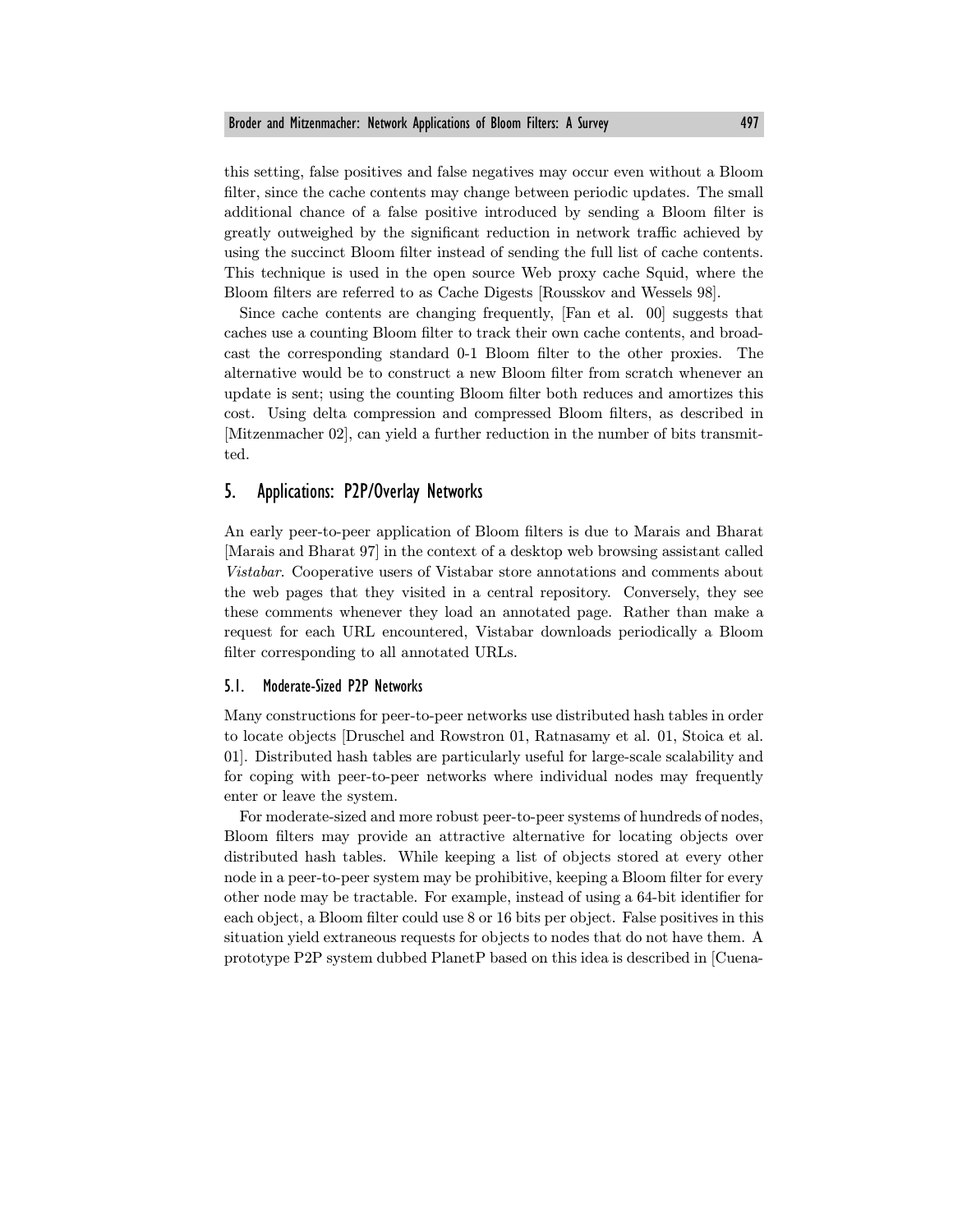this setting, false positives and false negatives may occur even without a Bloom filter, since the cache contents may change between periodic updates. The small additional chance of a false positive introduced by sending a Bloom filter is greatly outweighed by the significant reduction in network traffic achieved by using the succinct Bloom filter instead of sending the full list of cache contents. This technique is used in the open source Web proxy cache Squid, where the Bloom filters are referred to as Cache Digests [Rousskov and Wessels 98].

Since cache contents are changing frequently, [Fan et al. 00] suggests that caches use a counting Bloom filter to track their own cache contents, and broadcast the corresponding standard 0-1 Bloom filter to the other proxies. The alternative would be to construct a new Bloom filter from scratch whenever an update is sent; using the counting Bloom filter both reduces and amortizes this cost. Using delta compression and compressed Bloom filters, as described in [Mitzenmacher 02], can yield a further reduction in the number of bits transmitted.

## 5. Applications: P2P/Overlay Networks

An early peer-to-peer application of Bloom filters is due to Marais and Bharat [Marais and Bharat 97] in the context of a desktop web browsing assistant called *Vistabar*. Cooperative users of Vistabar store annotations and comments about the web pages that they visited in a central repository. Conversely, they see these comments whenever they load an annotated page. Rather than make a request for each URL encountered, Vistabar downloads periodically a Bloom filter corresponding to all annotated URLs.

### 5.1. Moderate-Sized P2P Networks

Many constructions for peer-to-peer networks use distributed hash tables in order to locate objects [Druschel and Rowstron 01, Ratnasamy et al. 01, Stoica et al. 01]. Distributed hash tables are particularly useful for large-scale scalability and for coping with peer-to-peer networks where individual nodes may frequently enter or leave the system.

For moderate-sized and more robust peer-to-peer systems of hundreds of nodes, Bloom filters may provide an attractive alternative for locating objects over distributed hash tables. While keeping a list of objects stored at every other node in a peer-to-peer system may be prohibitive, keeping a Bloom filter for every other node may be tractable. For example, instead of using a 64-bit identifier for each object, a Bloom filter could use 8 or 16 bits per object. False positives in this situation yield extraneous requests for objects to nodes that do not have them. A prototype P2P system dubbed PlanetP based on this idea is described in [Cuena-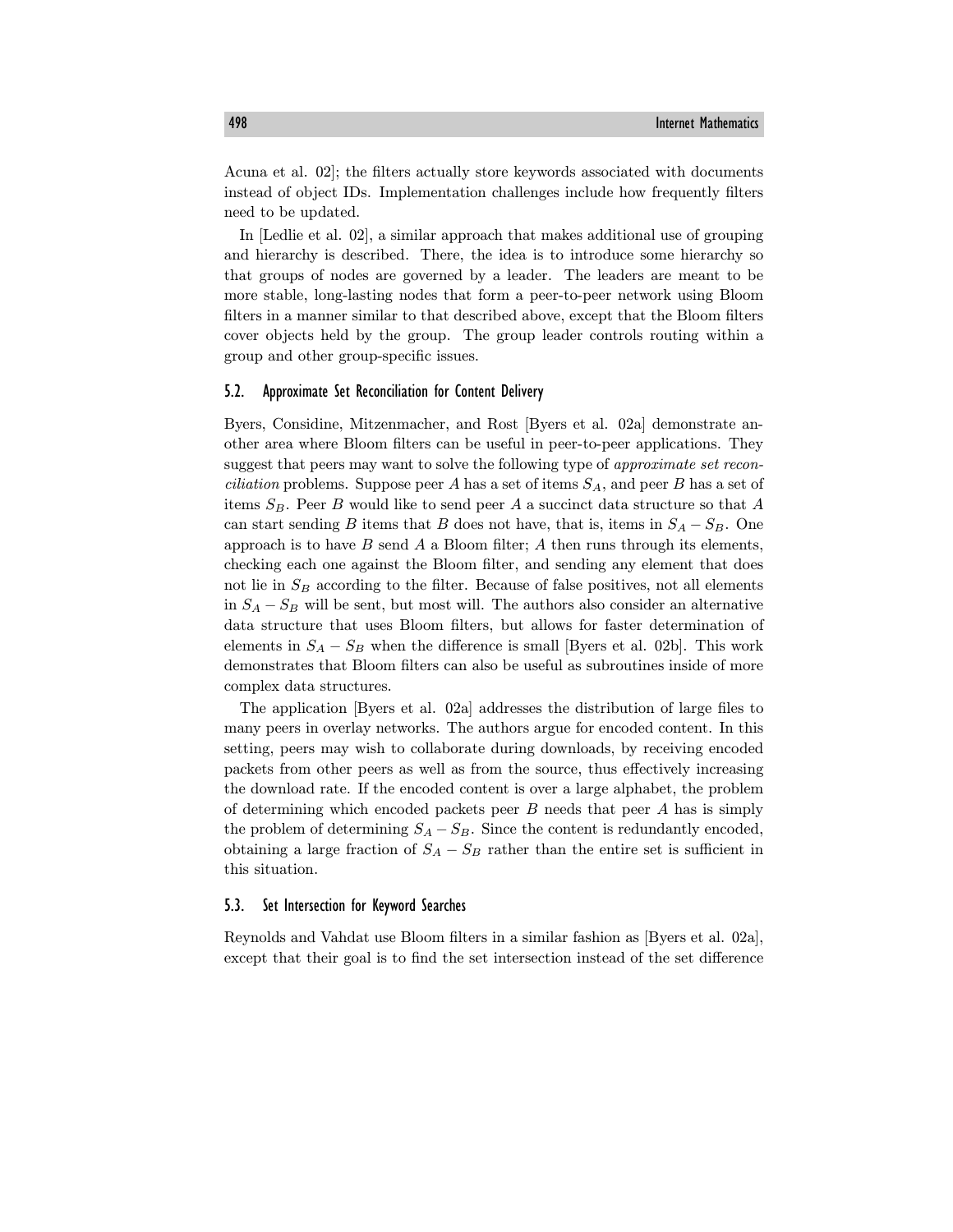Acuna et al. 02]; the filters actually store keywords associated with documents instead of object IDs. Implementation challenges include how frequently filters need to be updated.

In [Ledlie et al. 02], a similar approach that makes additional use of grouping and hierarchy is described. There, the idea is to introduce some hierarchy so that groups of nodes are governed by a leader. The leaders are meant to be more stable, long-lasting nodes that form a peer-to-peer network using Bloom filters in a manner similar to that described above, except that the Bloom filters cover objects held by the group. The group leader controls routing within a group and other group-specific issues.

### 5.2. Approximate Set Reconciliation for Content Delivery

Byers, Considine, Mitzenmacher, and Rost [Byers et al. 02a] demonstrate another area where Bloom filters can be useful in peer-to-peer applications. They suggest that peers may want to solve the following type of *approximate set reconciliation* problems. Suppose peer $A$ has a set of items $S_A$, and peer $B$ has a set of items $S_B$. Peer $B$ would like to send peer $A$ a succinct data structure so that $A$ can start sending $B$ items that $B$ does not have, that is, items in $S_A - S_B$. One approach is to have $B$ send $A$ a Bloom filter; $A$ then runs through its elements, checking each one against the Bloom filter, and sending any element that does not lie in $S_B$ according to the filter. Because of false positives, not all elements in $S_A - S_B$ will be sent, but most will. The authors also consider an alternative data structure that uses Bloom filters, but allows for faster determination of elements in $S_A - S_B$ when the difference is small [Byers et al. 02b]. This work demonstrates that Bloom filters can also be useful as subroutines inside of more complex data structures.

The application [Byers et al. 02a] addresses the distribution of large files to many peers in overlay networks. The authors argue for encoded content. In this setting, peers may wish to collaborate during downloads, by receiving encoded packets from other peers as well as from the source, thus effectively increasing the download rate. If the encoded content is over a large alphabet, the problem of determining which encoded packets peer $B$ needs that peer $A$ has is simply the problem of determining $S_A - S_B$. Since the content is redundantly encoded, obtaining a large fraction of $S_A - S_B$ rather than the entire set is sufficient in this situation.

### 5.3. Set Intersection for Keyword Searches

Reynolds and Vahdat use Bloom filters in a similar fashion as [Byers et al. 02a], except that their goal is to find the set intersection instead of the set difference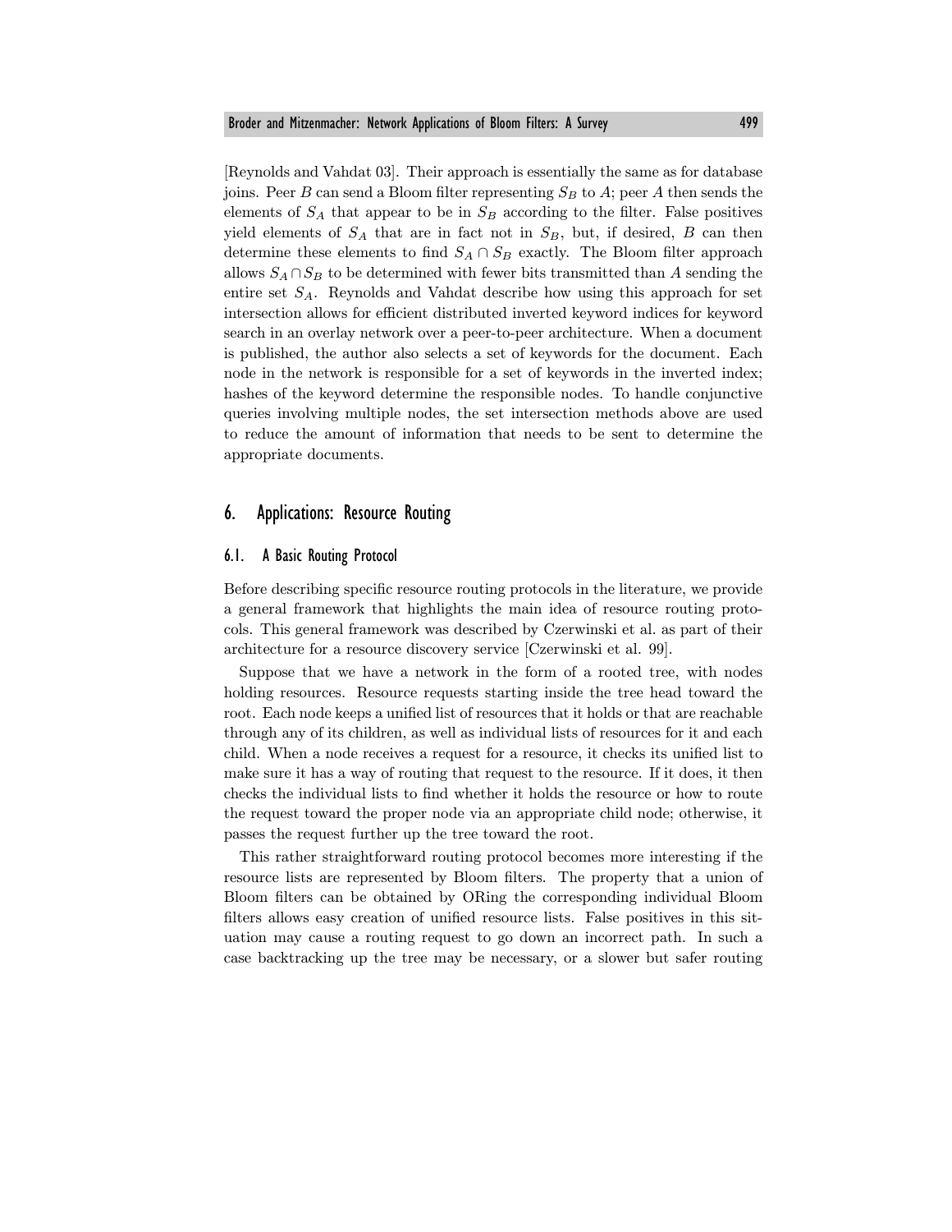[Reynolds and Vahdat 03]. Their approach is essentially the same as for database joins. Peer $B$ can send a Bloom filter representing $S_B$ to $A$; peer $A$ then sends the elements of $S_A$ that appear to be in $S_B$ according to the filter. False positives yield elements of $S_A$ that are in fact not in $S_B$, but, if desired, $B$ can then determine these elements to find $S_A \cap S_B$ exactly. The Bloom filter approach allows $S_A \cap S_B$ to be determined with fewer bits transmitted than $A$ sending the entire set $S_A$. Reynolds and Vahdat describe how using this approach for set intersection allows for efficient distributed inverted keyword indices for keyword search in an overlay network over a peer-to-peer architecture. When a document is published, the author also selects a set of keywords for the document. Each node in the network is responsible for a set of keywords in the inverted index; hashes of the keyword determine the responsible nodes. To handle conjunctive queries involving multiple nodes, the set intersection methods above are used to reduce the amount of information that needs to be sent to determine the appropriate documents.

## 6. Applications: Resource Routing

### 6.1. A Basic Routing Protocol

Before describing specific resource routing protocols in the literature, we provide a general framework that highlights the main idea of resource routing protocols. This general framework was described by Czerwinski et al. as part of their architecture for a resource discovery service [Czerwinski et al. 99].

Suppose that we have a network in the form of a rooted tree, with nodes holding resources. Resource requests starting inside the tree head toward the root. Each node keeps a unified list of resources that it holds or that are reachable through any of its children, as well as individual lists of resources for it and each child. When a node receives a request for a resource, it checks its unified list to make sure it has a way of routing that request to the resource. If it does, it then checks the individual lists to find whether it holds the resource or how to route the request toward the proper node via an appropriate child node; otherwise, it passes the request further up the tree toward the root.

This rather straightforward routing protocol becomes more interesting if the resource lists are represented by Bloom filters. The property that a union of Bloom filters can be obtained by ORing the corresponding individual Bloom filters allows easy creation of unified resource lists. False positives in this situation may cause a routing request to go down an incorrect path. In such a case backtracking up the tree may be necessary, or a slower but safer routing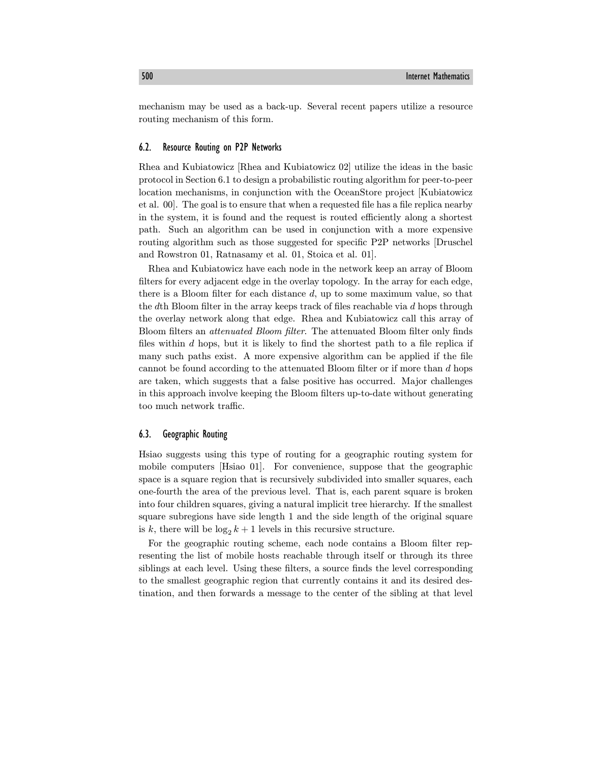mechanism may be used as a back-up. Several recent papers utilize a resource routing mechanism of this form.

### 6.2. Resource Routing on P2P Networks

Rhea and Kubiatowicz [Rhea and Kubiatowicz 02] utilize the ideas in the basic protocol in Section 6.1 to design a probabilistic routing algorithm for peer-to-peer location mechanisms, in conjunction with the OceanStore project [Kubiatowicz et al. 00]. The goal is to ensure that when a requested file has a file replica nearby in the system, it is found and the request is routed efficiently along a shortest path. Such an algorithm can be used in conjunction with a more expensive routing algorithm such as those suggested for specific P2P networks [Druschel and Rowstron 01, Ratnasamy et al. 01, Stoica et al. 01].

Rhea and Kubiatowicz have each node in the network keep an array of Bloom filters for every adjacent edge in the overlay topology. In the array for each edge, there is a Bloom filter for each distance $d$, up to some maximum value, so that the $d$th Bloom filter in the array keeps track of files reachable via $d$ hops through the overlay network along that edge. Rhea and Kubiatowicz call this array of Bloom filters an *attenuated Bloom filter*. The attenuated Bloom filter only finds files within $d$ hops, but it is likely to find the shortest path to a file replica if many such paths exist. A more expensive algorithm can be applied if the file cannot be found according to the attenuated Bloom filter or if more than $d$ hops are taken, which suggests that a false positive has occurred. Major challenges in this approach involve keeping the Bloom filters up-to-date without generating too much network traffic.

### 6.3. Geographic Routing

Hsiao suggests using this type of routing for a geographic routing system for mobile computers [Hsiao 01]. For convenience, suppose that the geographic space is a square region that is recursively subdivided into smaller squares, each one-fourth the area of the previous level. That is, each parent square is broken into four children squares, giving a natural implicit tree hierarchy. If the smallest square subregions have side length 1 and the side length of the original square is $k$, there will be $\log_2 k + 1$ levels in this recursive structure.

For the geographic routing scheme, each node contains a Bloom filter representing the list of mobile hosts reachable through itself or through its three siblings at each level. Using these filters, a source finds the level corresponding to the smallest geographic region that currently contains it and its desired destination, and then forwards a message to the center of the sibling at that level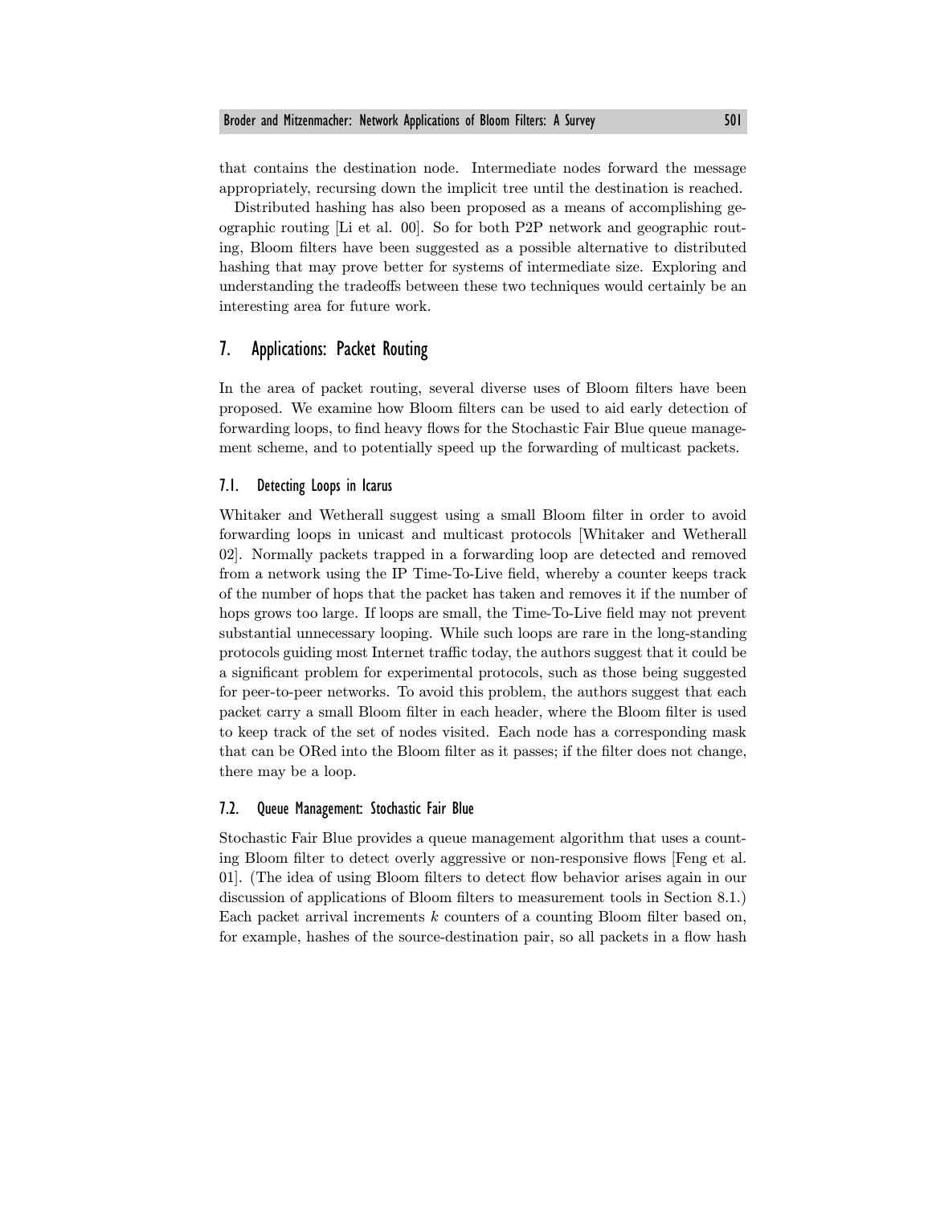that contains the destination node. Intermediate nodes forward the message appropriately, recursing down the implicit tree until the destination is reached.

Distributed hashing has also been proposed as a means of accomplishing geographic routing [Li et al. 00]. So for both P2P network and geographic routing, Bloom filters have been suggested as a possible alternative to distributed hashing that may prove better for systems of intermediate size. Exploring and understanding the tradeoffs between these two techniques would certainly be an interesting area for future work.

## 7. Applications: Packet Routing

In the area of packet routing, several diverse uses of Bloom filters have been proposed. We examine how Bloom filters can be used to aid early detection of forwarding loops, to find heavy flows for the Stochastic Fair Blue queue management scheme, and to potentially speed up the forwarding of multicast packets.

### 7.1. Detecting Loops in Icarus

Whitaker and Wetherall suggest using a small Bloom filter in order to avoid forwarding loops in unicast and multicast protocols [Whitaker and Wetherall 02]. Normally packets trapped in a forwarding loop are detected and removed from a network using the IP Time-To-Live field, whereby a counter keeps track of the number of hops that the packet has taken and removes it if the number of hops grows too large. If loops are small, the Time-To-Live field may not prevent substantial unnecessary looping. While such loops are rare in the long-standing protocols guiding most Internet traffic today, the authors suggest that it could be a significant problem for experimental protocols, such as those being suggested for peer-to-peer networks. To avoid this problem, the authors suggest that each packet carry a small Bloom filter in each header, where the Bloom filter is used to keep track of the set of nodes visited. Each node has a corresponding mask that can be ORed into the Bloom filter as it passes; if the filter does not change, there may be a loop.

### 7.2. Queue Management: Stochastic Fair Blue

Stochastic Fair Blue provides a queue management algorithm that uses a counting Bloom filter to detect overly aggressive or non-responsive flows [Feng et al. 01]. (The idea of using Bloom filters to detect flow behavior arises again in our discussion of applications of Bloom filters to measurement tools in Section 8.1.) Each packet arrival increments $k$ counters of a counting Bloom filter based on, for example, hashes of the source-destination pair, so all packets in a flow hash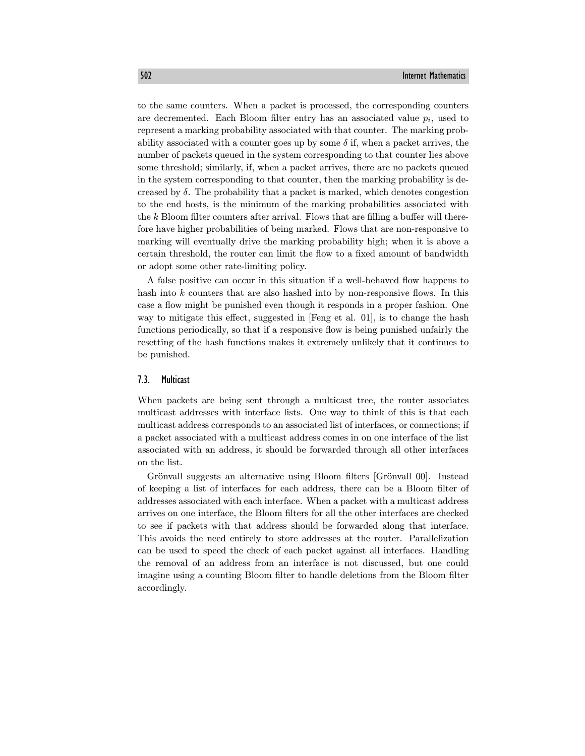to the same counters. When a packet is processed, the corresponding counters are decremented. Each Bloom filter entry has an associated value $p_i$, used to represent a marking probability associated with that counter. The marking probability associated with a counter goes up by some $\delta$ if, when a packet arrives, the number of packets queued in the system corresponding to that counter lies above some threshold; similarly, if, when a packet arrives, there are no packets queued in the system corresponding to that counter, then the marking probability is decreased by $\delta$. The probability that a packet is marked, which denotes congestion to the end hosts, is the minimum of the marking probabilities associated with the $k$ Bloom filter counters after arrival. Flows that are filling a buffer will therefore have higher probabilities of being marked. Flows that are non-responsive to marking will eventually drive the marking probability high; when it is above a certain threshold, the router can limit the flow to a fixed amount of bandwidth or adopt some other rate-limiting policy.

A false positive can occur in this situation if a well-behaved flow happens to hash into $k$ counters that are also hashed into by non-responsive flows. In this case a flow might be punished even though it responds in a proper fashion. One way to mitigate this effect, suggested in [Feng et al. 01], is to change the hash functions periodically, so that if a responsive flow is being punished unfairly the resetting of the hash functions makes it extremely unlikely that it continues to be punished.

### 7.3. Multicast

When packets are being sent through a multicast tree, the router associates multicast addresses with interface lists. One way to think of this is that each multicast address corresponds to an associated list of interfaces, or connections; if a packet associated with a multicast address comes in on one interface of the list associated with an address, it should be forwarded through all other interfaces on the list.

Grönvall suggests an alternative using Bloom filters [Grönvall 00]. Instead of keeping a list of interfaces for each address, there can be a Bloom filter of addresses associated with each interface. When a packet with a multicast address arrives on one interface, the Bloom filters for all the other interfaces are checked to see if packets with that address should be forwarded along that interface. This avoids the need entirely to store addresses at the router. Parallelization can be used to speed the check of each packet against all interfaces. Handling the removal of an address from an interface is not discussed, but one could imagine using a counting Bloom filter to handle deletions from the Bloom filter accordingly.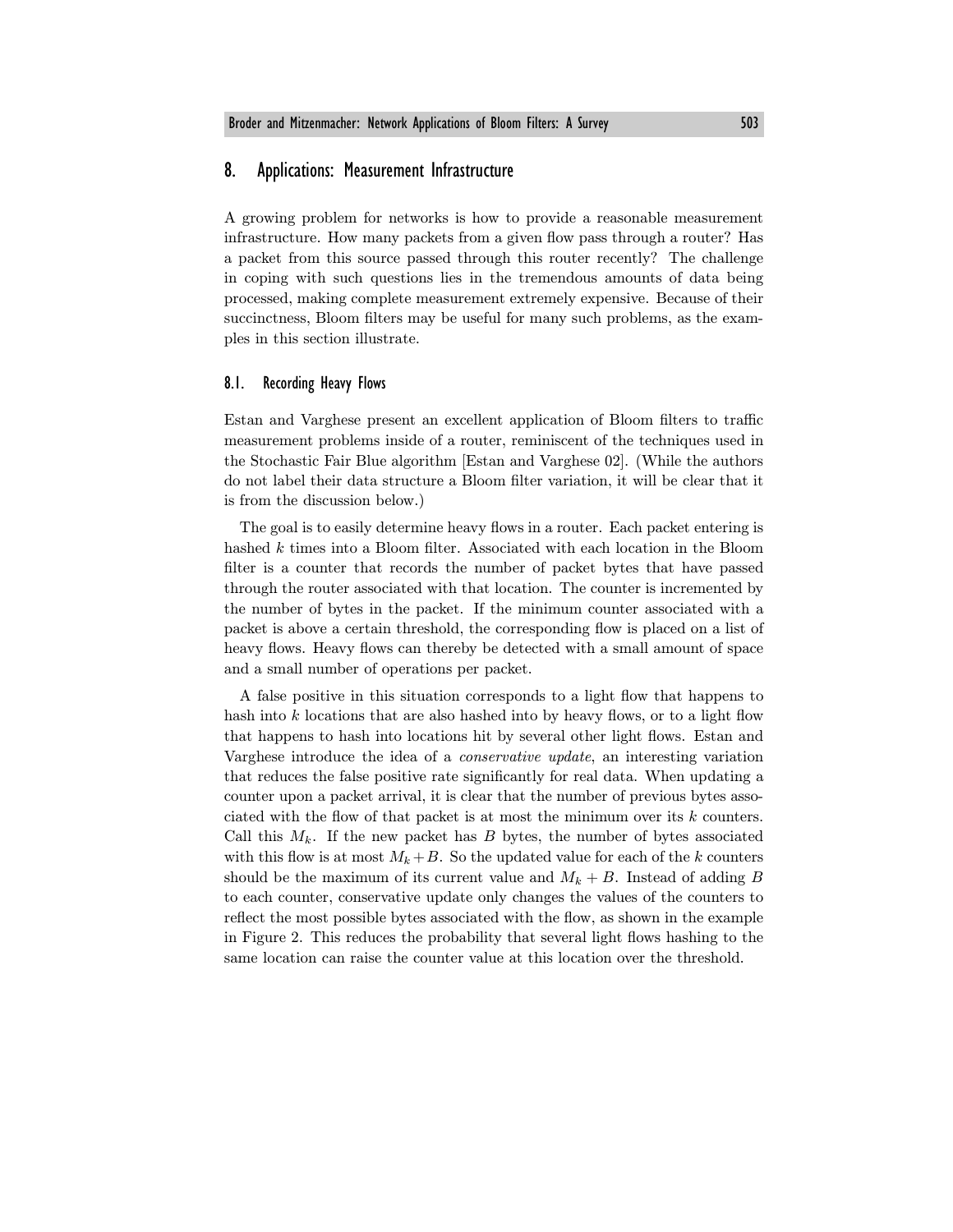## 8. Applications: Measurement Infrastructure

A growing problem for networks is how to provide a reasonable measurement infrastructure. How many packets from a given flow pass through a router? Has a packet from this source passed through this router recently? The challenge in coping with such questions lies in the tremendous amounts of data being processed, making complete measurement extremely expensive. Because of their succinctness, Bloom filters may be useful for many such problems, as the examples in this section illustrate.

### 8.1. Recording Heavy Flows

Estan and Varghese present an excellent application of Bloom filters to traffic measurement problems inside of a router, reminiscent of the techniques used in the Stochastic Fair Blue algorithm [Estan and Varghese 02]. (While the authors do not label their data structure a Bloom filter variation, it will be clear that it is from the discussion below.)

The goal is to easily determine heavy flows in a router. Each packet entering is hashed $k$ times into a Bloom filter. Associated with each location in the Bloom filter is a counter that records the number of packet bytes that have passed through the router associated with that location. The counter is incremented by the number of bytes in the packet. If the minimum counter associated with a packet is above a certain threshold, the corresponding flow is placed on a list of heavy flows. Heavy flows can thereby be detected with a small amount of space and a small number of operations per packet.

A false positive in this situation corresponds to a light flow that happens to hash into $k$ locations that are also hashed into by heavy flows, or to a light flow that happens to hash into locations hit by several other light flows. Estan and Varghese introduce the idea of a *conservative update*, an interesting variation that reduces the false positive rate significantly for real data. When updating a counter upon a packet arrival, it is clear that the number of previous bytes associated with the flow of that packet is at most the minimum over its $k$ counters. Call this $M_k$. If the new packet has $B$ bytes, the number of bytes associated with this flow is at most $M_k + B$. So the updated value for each of the $k$ counters should be the maximum of its current value and $M_k + B$. Instead of adding $B$ to each counter, conservative update only changes the values of the counters to reflect the most possible bytes associated with the flow, as shown in the example in Figure 2. This reduces the probability that several light flows hashing to the same location can raise the counter value at this location over the threshold.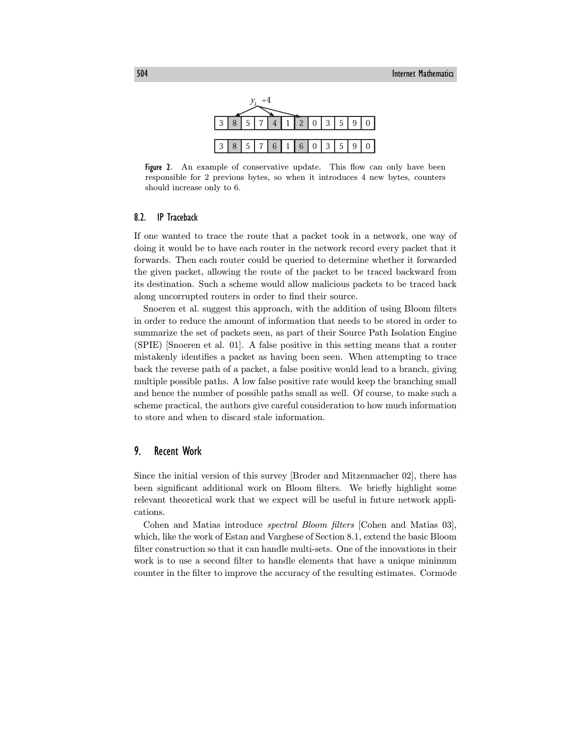| 3 | 8 | 5 | 7 | 4 | 1 | 2 | 0 | 3 | 5 | 9 | 0 |
|---|---|---|---|---|---|---|---|---|---|---|---|
| 3 | 8 | 5 | 7 | 6 | 1 | 6 | 0 | 3 | 5 | 9 | 0 |

**Figure 2.** An example of conservative update. This flow can only have been responsible for 2 previous bytes, so when it introduces 4 new bytes, counters should increase only to 6.

### 8.2. IP Traceback

If one wanted to trace the route that a packet took in a network, one way of doing it would be to have each router in the network record every packet that it forwards. Then each router could be queried to determine whether it forwarded the given packet, allowing the route of the packet to be traced backward from its destination. Such a scheme would allow malicious packets to be traced back along uncorrupted routers in order to find their source.

Snoeren et al. suggest this approach, with the addition of using Bloom filters in order to reduce the amount of information that needs to be stored in order to summarize the set of packets seen, as part of their Source Path Isolation Engine (SPIE) [Snoeren et al. 01]. A false positive in this setting means that a router mistakenly identifies a packet as having been seen. When attempting to trace back the reverse path of a packet, a false positive would lead to a branch, giving multiple possible paths. A low false positive rate would keep the branching small and hence the number of possible paths small as well. Of course, to make such a scheme practical, the authors give careful consideration to how much information to store and when to discard stale information.

## 9. Recent Work

Since the initial version of this survey [Broder and Mitzenmacher 02], there has been significant additional work on Bloom filters. We briefly highlight some relevant theoretical work that we expect will be useful in future network applications.

Cohen and Matias introduce *spectral Bloom filters* [Cohen and Matias 03], which, like the work of Estan and Varghese of Section 8.1, extend the basic Bloom filter construction so that it can handle multi-sets. One of the innovations in their work is to use a second filter to handle elements that have a unique minimum counter in the filter to improve the accuracy of the resulting estimates. Cormode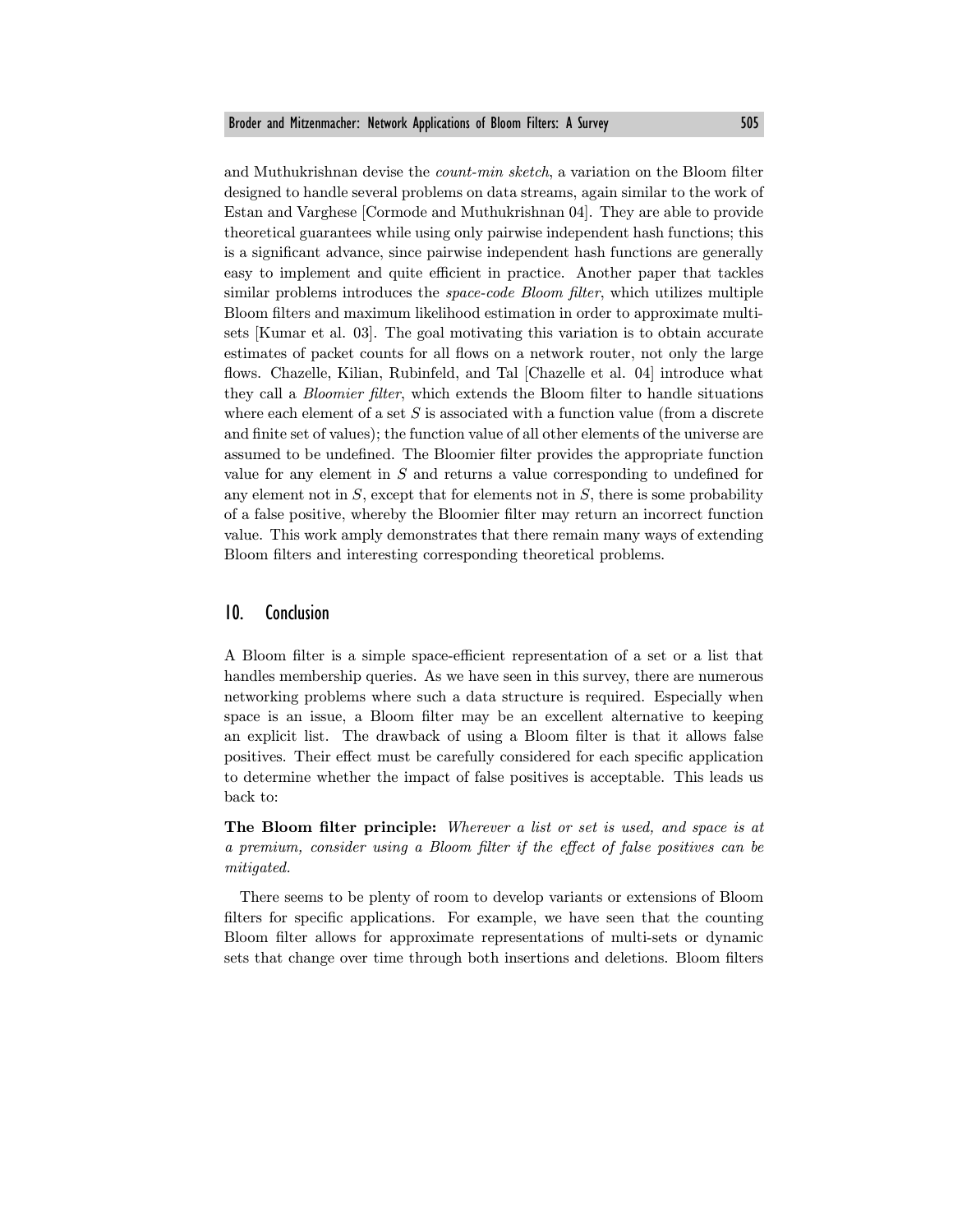and Muthukrishnan devise the *count-min sketch*, a variation on the Bloom filter designed to handle several problems on data streams, again similar to the work of Estan and Varghese [Cormode and Muthukrishnan 04]. They are able to provide theoretical guarantees while using only pairwise independent hash functions; this is a significant advance, since pairwise independent hash functions are generally easy to implement and quite efficient in practice. Another paper that tackles similar problems introduces the *space-code Bloom filter*, which utilizes multiple Bloom filters and maximum likelihood estimation in order to approximate multi-sets [Kumar et al. 03]. The goal motivating this variation is to obtain accurate estimates of packet counts for all flows on a network router, not only the large flows. Chazelle, Kilian, Rubinfeld, and Tal [Chazelle et al. 04] introduce what they call a *Bloomier filter*, which extends the Bloom filter to handle situations where each element of a set $S$ is associated with a function value (from a discrete and finite set of values); the function value of all other elements of the universe are assumed to be undefined. The Bloomier filter provides the appropriate function value for any element in $S$ and returns a value corresponding to undefined for any element not in $S$, except that for elements not in $S$, there is some probability of a false positive, whereby the Bloomier filter may return an incorrect function value. This work amply demonstrates that there remain many ways of extending Bloom filters and interesting corresponding theoretical problems.

## 10. Conclusion

A Bloom filter is a simple space-efficient representation of a set or a list that handles membership queries. As we have seen in this survey, there are numerous networking problems where such a data structure is required. Especially when space is an issue, a Bloom filter may be an excellent alternative to keeping an explicit list. The drawback of using a Bloom filter is that it allows false positives. Their effect must be carefully considered for each specific application to determine whether the impact of false positives is acceptable. This leads us back to:

**The Bloom filter principle:** *Wherever a list or set is used, and space is at a premium, consider using a Bloom filter if the effect of false positives can be mitigated.*

There seems to be plenty of room to develop variants or extensions of Bloom filters for specific applications. For example, we have seen that the counting Bloom filter allows for approximate representations of multi-sets or dynamic sets that change over time through both insertions and deletions. Bloom filters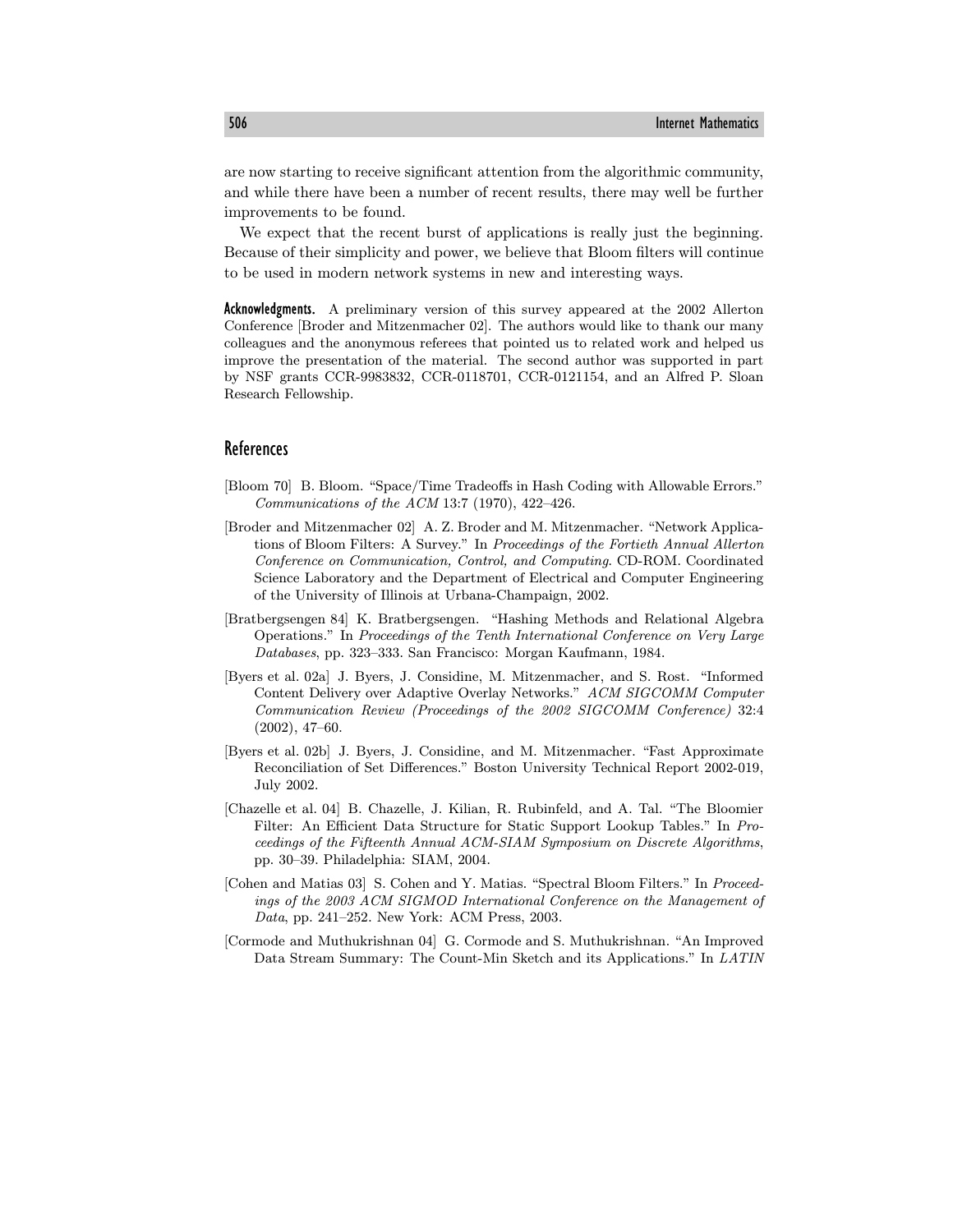are now starting to receive significant attention from the algorithmic community, and while there have been a number of recent results, there may well be further improvements to be found.

We expect that the recent burst of applications is really just the beginning. Because of their simplicity and power, we believe that Bloom filters will continue to be used in modern network systems in new and interesting ways.

**Acknowledgments.** A preliminary version of this survey appeared at the 2002 Allerton Conference [Broder and Mitzenmacher 02]. The authors would like to thank our many colleagues and the anonymous referees that pointed us to related work and helped us improve the presentation of the material. The second author was supported in part by NSF grants CCR-9983832, CCR-0118701, CCR-0121154, and an Alfred P. Sloan Research Fellowship.

## References

[Bloom 70] B. Bloom. "Space/Time Tradeoffs in Hash Coding with Allowable Errors." *Communications of the ACM* 13:7 (1970), 422–426.

[Broder and Mitzenmacher 02] A. Z. Broder and M. Mitzenmacher. "Network Applications of Bloom Filters: A Survey." In *Proceedings of the Fortieth Annual Allerton Conference on Communication, Control, and Computing*. CD-ROM. Coordinated Science Laboratory and the Department of Electrical and Computer Engineering of the University of Illinois at Urbana-Champaign, 2002.

[Bratbergsengen 84] K. Bratbergsengen. "Hashing Methods and Relational Algebra Operations." In *Proceedings of the Tenth International Conference on Very Large Databases*, pp. 323–333. San Francisco: Morgan Kaufmann, 1984.

[Byers et al. 02a] J. Byers, J. Considine, M. Mitzenmacher, and S. Rost. "Informed Content Delivery over Adaptive Overlay Networks." *ACM SIGCOMM Computer Communication Review (Proceedings of the 2002 SIGCOMM Conference)* 32:4 (2002), 47–60.

[Byers et al. 02b] J. Byers, J. Considine, and M. Mitzenmacher. "Fast Approximate Reconciliation of Set Differences." Boston University Technical Report 2002-019, July 2002.

[Chazelle et al. 04] B. Chazelle, J. Kilian, R. Rubinfeld, and A. Tal. "The Bloomier Filter: An Efficient Data Structure for Static Support Lookup Tables." In *Proceedings of the Fifteenth Annual ACM-SIAM Symposium on Discrete Algorithms*, pp. 30–39. Philadelphia: SIAM, 2004.

[Cohen and Matias 03] S. Cohen and Y. Matias. "Spectral Bloom Filters." In *Proceedings of the 2003 ACM SIGMOD International Conference on the Management of Data*, pp. 241–252. New York: ACM Press, 2003.

[Cormode and Muthukrishnan 04] G. Cormode and S. Muthukrishnan. "An Improved Data Stream Summary: The Count-Min Sketch and its Applications." In *LATIN*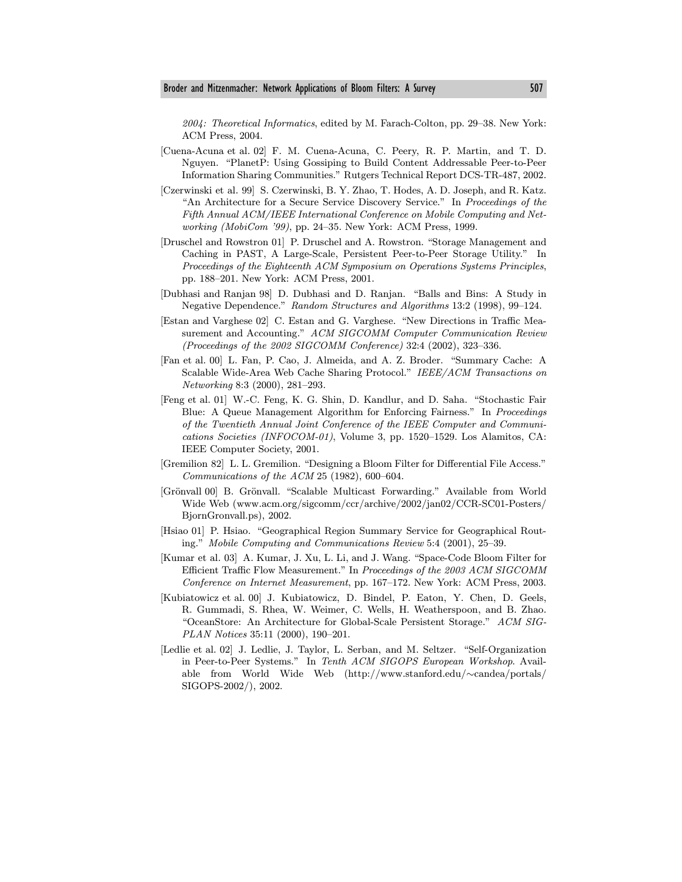*2004: Theoretical Informatics*, edited by M. Farach-Colton, pp. 29–38. New York: ACM Press, 2004.

[Cuena-Acuna et al. 02] F. M. Cuena-Acuna, C. Peery, R. P. Martin, and T. D. Nguyen. "PlanetP: Using Gossiping to Build Content Addressable Peer-to-Peer Information Sharing Communities." Rutgers Technical Report DCS-TR-487, 2002.

[Czerwinski et al. 99] S. Czerwinski, B. Y. Zhao, T. Hodes, A. D. Joseph, and R. Katz. "An Architecture for a Secure Service Discovery Service." In *Proceedings of the Fifth Annual ACM/IEEE International Conference on Mobile Computing and Networking (MobiCom '99)*, pp. 24–35. New York: ACM Press, 1999.

[Druschel and Rowstron 01] P. Druschel and A. Rowstron. "Storage Management and Caching in PAST, A Large-Scale, Persistent Peer-to-Peer Storage Utility." In *Proceedings of the Eighteenth ACM Symposium on Operations Systems Principles*, pp. 188–201. New York: ACM Press, 2001.

[Dubhasi and Ranjan 98] D. Dubhasi and D. Ranjan. "Balls and Bins: A Study in Negative Dependence." *Random Structures and Algorithms* 13:2 (1998), 99–124.

[Estan and Varghese 02] C. Estan and G. Varghese. "New Directions in Traffic Measurement and Accounting." *ACM SIGCOMM Computer Communication Review (Proceedings of the 2002 SIGCOMM Conference)* 32:4 (2002), 323–336.

[Fan et al. 00] L. Fan, P. Cao, J. Almeida, and A. Z. Broder. "Summary Cache: A Scalable Wide-Area Web Cache Sharing Protocol." *IEEE/ACM Transactions on Networking* 8:3 (2000), 281–293.

[Feng et al. 01] W.-C. Feng, K. G. Shin, D. Kandlur, and D. Saha. "Stochastic Fair Blue: A Queue Management Algorithm for Enforcing Fairness." In *Proceedings of the Twentieth Annual Joint Conference of the IEEE Computer and Communications Societies (INFOCOM-01)*, Volume 3, pp. 1520–1529. Los Alamitos, CA: IEEE Computer Society, 2001.

[Gremilion 82] L. L. Gremilion. "Designing a Bloom Filter for Differential File Access." *Communications of the ACM* 25 (1982), 600–604.

[Grönvall 00] B. Grönvall. "Scalable Multicast Forwarding." Available from World Wide Web (www.acm.org/sigcomm/ccr/archive/2002/jan02/CCR-SC01-Posters/BjornGronvall.ps), 2002.

[Hsiao 01] P. Hsiao. "Geographical Region Summary Service for Geographical Routing." *Mobile Computing and Communications Review* 5:4 (2001), 25–39.

[Kumar et al. 03] A. Kumar, J. Xu, L. Li, and J. Wang. "Space-Code Bloom Filter for Efficient Traffic Flow Measurement." In *Proceedings of the 2003 ACM SIGCOMM Conference on Internet Measurement*, pp. 167–172. New York: ACM Press, 2003.

[Kubiatowicz et al. 00] J. Kubiatowicz, D. Bindel, P. Eaton, Y. Chen, D. Geels, R. Gummadi, S. Rhea, W. Weimer, C. Wells, H. Weatherspoon, and B. Zhao. "OceanStore: An Architecture for Global-Scale Persistent Storage." *ACM SIGPLAN Notices* 35:11 (2000), 190–201.

[Ledlie et al. 02] J. Ledlie, J. Taylor, L. Serban, and M. Seltzer. "Self-Organization in Peer-to-Peer Systems." In *Tenth ACM SIGOPS European Workshop*. Available from World Wide Web (http://www.stanford.edu/∼candea/portals/SIGOPS-2002/), 2002.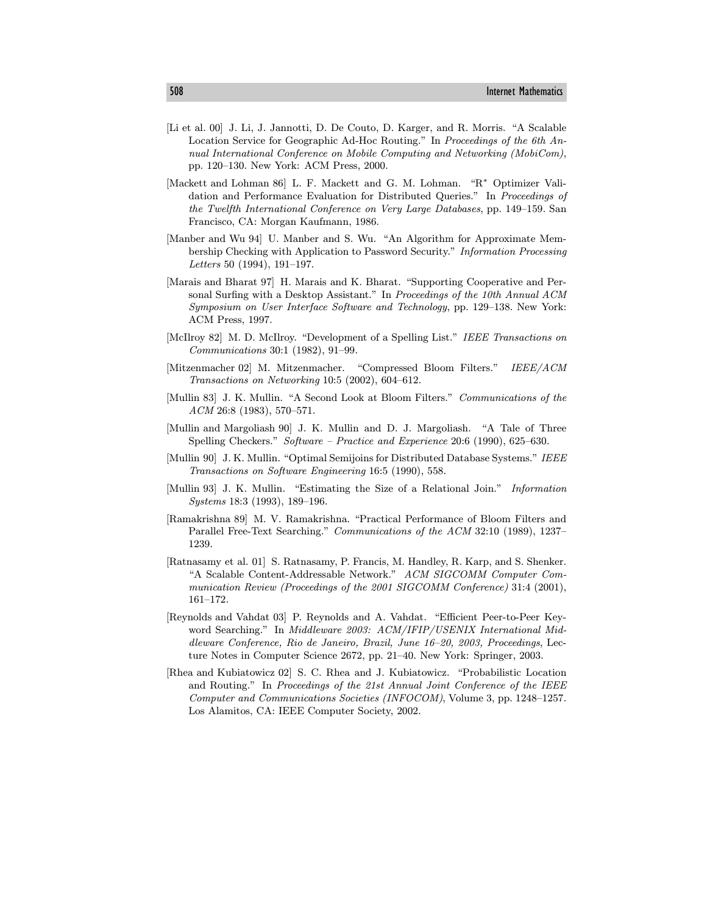[Li et al. 00] J. Li, J. Jannotti, D. De Couto, D. Karger, and R. Morris. "A Scalable Location Service for Geographic Ad-Hoc Routing." In *Proceedings of the 6th Annual International Conference on Mobile Computing and Networking (MobiCom)*, pp. 120–130. New York: ACM Press, 2000.

[Mackett and Lohman 86] L. F. Mackett and G. M. Lohman. "R* Optimizer Validation and Performance Evaluation for Distributed Queries." In *Proceedings of the Twelfth International Conference on Very Large Databases*, pp. 149–159. San Francisco, CA: Morgan Kaufmann, 1986.

[Manber and Wu 94] U. Manber and S. Wu. "An Algorithm for Approximate Membership Checking with Application to Password Security." *Information Processing Letters* 50 (1994), 191–197.

[Marais and Bharat 97] H. Marais and K. Bharat. "Supporting Cooperative and Personal Surfing with a Desktop Assistant." In *Proceedings of the 10th Annual ACM Symposium on User Interface Software and Technology*, pp. 129–138. New York: ACM Press, 1997.

[McIlroy 82] M. D. McIlroy. "Development of a Spelling List." *IEEE Transactions on Communications* 30:1 (1982), 91–99.

[Mitzenmacher 02] M. Mitzenmacher. "Compressed Bloom Filters." *IEEE/ACM Transactions on Networking* 10:5 (2002), 604–612.

[Mullin 83] J. K. Mullin. "A Second Look at Bloom Filters." *Communications of the ACM* 26:8 (1983), 570–571.

[Mullin and Margoliash 90] J. K. Mullin and D. J. Margoliash. "A Tale of Three Spelling Checkers." *Software – Practice and Experience* 20:6 (1990), 625–630.

[Mullin 90] J. K. Mullin. "Optimal Semijoins for Distributed Database Systems." *IEEE Transactions on Software Engineering* 16:5 (1990), 558.

[Mullin 93] J. K. Mullin. "Estimating the Size of a Relational Join." *Information Systems* 18:3 (1993), 189–196.

[Ramakrishna 89] M. V. Ramakrishna. "Practical Performance of Bloom Filters and Parallel Free-Text Searching." *Communications of the ACM* 32:10 (1989), 1237–1239.

[Ratnasamy et al. 01] S. Ratnasamy, P. Francis, M. Handley, R. Karp, and S. Shenker. "A Scalable Content-Addressable Network." *ACM SIGCOMM Computer Communication Review (Proceedings of the 2001 SIGCOMM Conference)* 31:4 (2001), 161–172.

[Reynolds and Vahdat 03] P. Reynolds and A. Vahdat. "Efficient Peer-to-Peer Keyword Searching." In *Middleware 2003: ACM/IFIP/USENIX International Middleware Conference, Rio de Janeiro, Brazil, June 16–20, 2003, Proceedings*, Lecture Notes in Computer Science 2672, pp. 21–40. New York: Springer, 2003.

[Rhea and Kubiatowicz 02] S. C. Rhea and J. Kubiatowicz. "Probabilistic Location and Routing." In *Proceedings of the 21st Annual Joint Conference of the IEEE Computer and Communications Societies (INFOCOM)*, Volume 3, pp. 1248–1257. Los Alamitos, CA: IEEE Computer Society, 2002.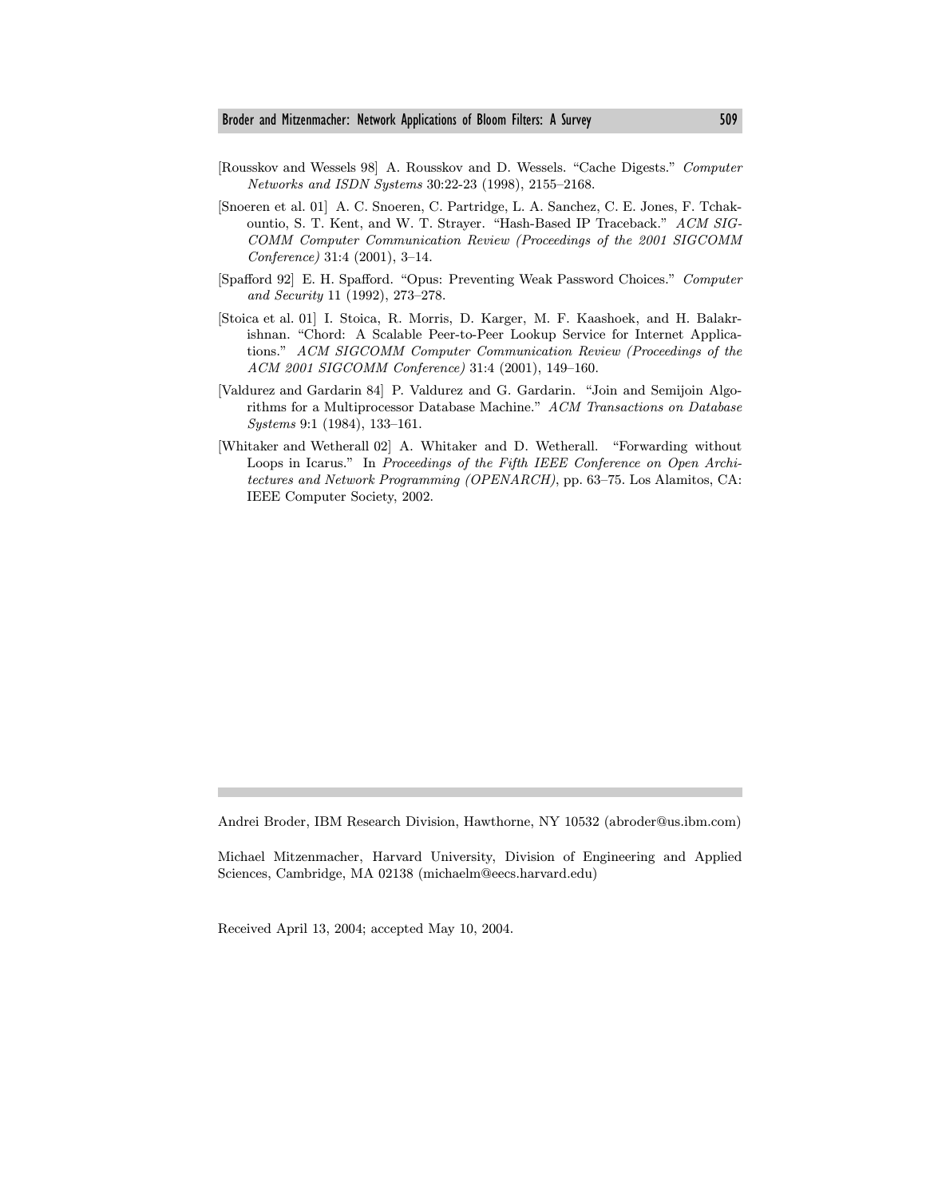[Rousskov and Wessels 98] A. Rousskov and D. Wessels. "Cache Digests." *Computer Networks and ISDN Systems* 30:22-23 (1998), 2155–2168.

[Snoeren et al. 01] A. C. Snoeren, C. Partridge, L. A. Sanchez, C. E. Jones, F. Tchakountio, S. T. Kent, and W. T. Strayer. "Hash-Based IP Traceback." *ACM SIGCOMM Computer Communication Review (Proceedings of the 2001 SIGCOMM Conference)* 31:4 (2001), 3–14.

[Spafford 92] E. H. Spafford. "Opus: Preventing Weak Password Choices." *Computer and Security* 11 (1992), 273–278.

[Stoica et al. 01] I. Stoica, R. Morris, D. Karger, M. F. Kaashoek, and H. Balakrishnan. "Chord: A Scalable Peer-to-Peer Lookup Service for Internet Applications." *ACM SIGCOMM Computer Communication Review (Proceedings of the ACM 2001 SIGCOMM Conference)* 31:4 (2001), 149–160.

[Valdurez and Gardarin 84] P. Valdurez and G. Gardarin. "Join and Semijoin Algorithms for a Multiprocessor Database Machine." *ACM Transactions on Database Systems* 9:1 (1984), 133–161.

[Whitaker and Wetherall 02] A. Whitaker and D. Wetherall. "Forwarding without Loops in Icarus." In *Proceedings of the Fifth IEEE Conference on Open Architectures and Network Programming (OPENARCH)*, pp. 63–75. Los Alamitos, CA: IEEE Computer Society, 2002.

---

Andrei Broder, IBM Research Division, Hawthorne, NY 10532 (abroder@us.ibm.com)

Michael Mitzenmacher, Harvard University, Division of Engineering and Applied Sciences, Cambridge, MA 02138 (michaelm@eecs.harvard.edu)

Received April 13, 2004; accepted May 10, 2004.